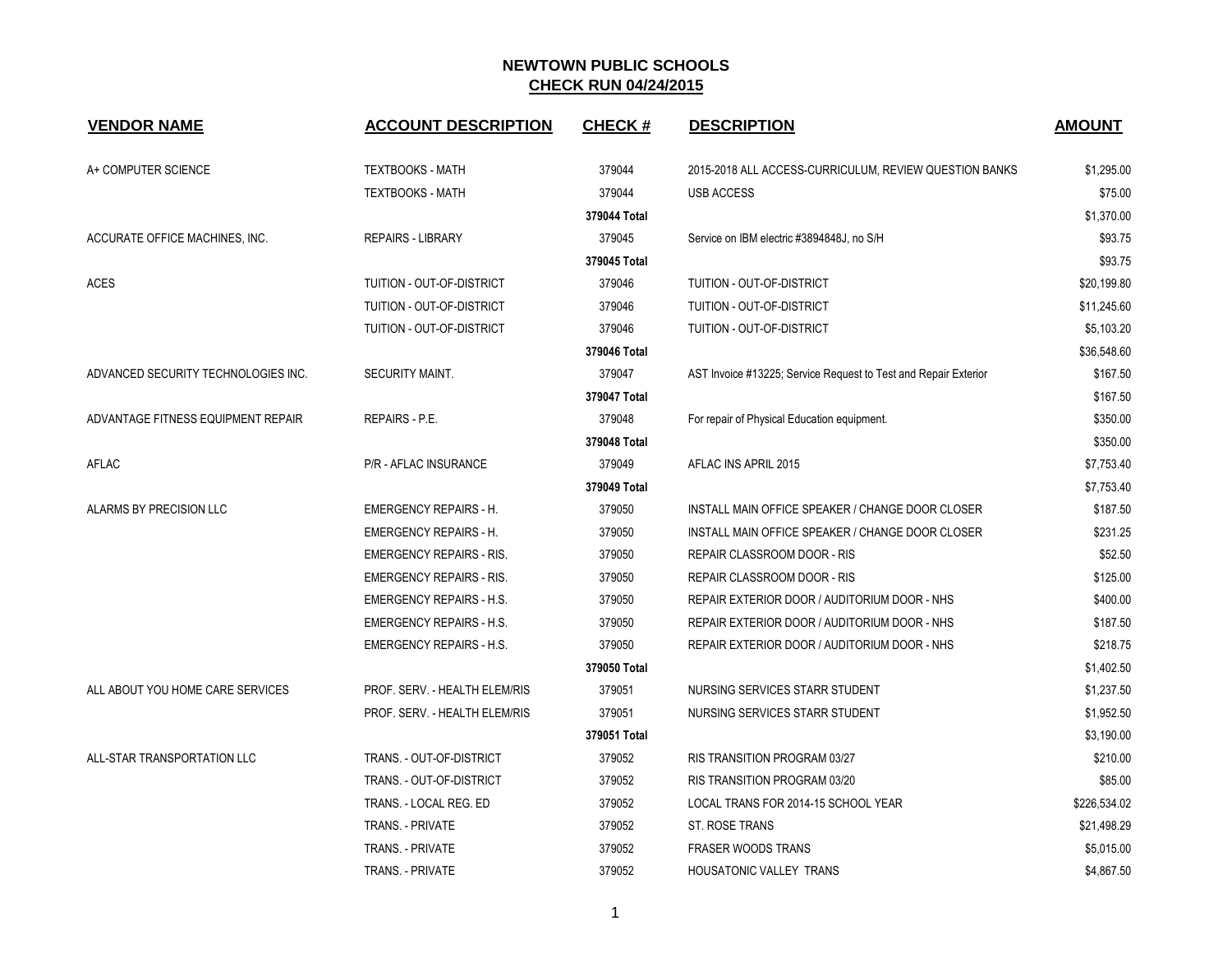# NEWTOWN PUBLIC SCHOOLS

## CHECK RUN 04/24/2015

| VENDOR NAME | ACCOUNT DESCRIPTION | CHECK # | DESCRIPTION | AMOUNT |
|---|---|---|---|---|
| A+ COMPUTER SCIENCE | TEXTBOOKS - MATH | 379044 | 2015-2018 ALL ACCESS-CURRICULUM, REVIEW QUESTION BANKS | $1,295.00 |
| | TEXTBOOKS - MATH | 379044 | USB ACCESS | $75.00 |
| | | **379044 Total** | | $1,370.00 |
| ACCURATE OFFICE MACHINES, INC. | REPAIRS - LIBRARY | 379045 | Service on IBM electric #3894848J, no S/H | $93.75 |
| | | **379045 Total** | | $93.75 |
| ACES | TUITION - OUT-OF-DISTRICT | 379046 | TUITION - OUT-OF-DISTRICT | $20,199.80 |
| | TUITION - OUT-OF-DISTRICT | 379046 | TUITION - OUT-OF-DISTRICT | $11,245.60 |
| | TUITION - OUT-OF-DISTRICT | 379046 | TUITION - OUT-OF-DISTRICT | $5,103.20 |
| | | **379046 Total** | | $36,548.60 |
| ADVANCED SECURITY TECHNOLOGIES INC. | SECURITY MAINT. | 379047 | AST Invoice #13225; Service Request to Test and Repair Exterior | $167.50 |
| | | **379047 Total** | | $167.50 |
| ADVANTAGE FITNESS EQUIPMENT REPAIR | REPAIRS - P.E. | 379048 | For repair of Physical Education equipment. | $350.00 |
| | | **379048 Total** | | $350.00 |
| AFLAC | P/R - AFLAC INSURANCE | 379049 | AFLAC INS APRIL 2015 | $7,753.40 |
| | | **379049 Total** | | $7,753.40 |
| ALARMS BY PRECISION LLC | EMERGENCY REPAIRS - H. | 379050 | INSTALL MAIN OFFICE SPEAKER / CHANGE DOOR CLOSER | $187.50 |
| | EMERGENCY REPAIRS - H. | 379050 | INSTALL MAIN OFFICE SPEAKER / CHANGE DOOR CLOSER | $231.25 |
| | EMERGENCY REPAIRS - RIS. | 379050 | REPAIR CLASSROOM DOOR - RIS | $52.50 |
| | EMERGENCY REPAIRS - RIS. | 379050 | REPAIR CLASSROOM DOOR - RIS | $125.00 |
| | EMERGENCY REPAIRS - H.S. | 379050 | REPAIR EXTERIOR DOOR / AUDITORIUM DOOR - NHS | $400.00 |
| | EMERGENCY REPAIRS - H.S. | 379050 | REPAIR EXTERIOR DOOR / AUDITORIUM DOOR - NHS | $187.50 |
| | EMERGENCY REPAIRS - H.S. | 379050 | REPAIR EXTERIOR DOOR / AUDITORIUM DOOR - NHS | $218.75 |
| | | **379050 Total** | | $1,402.50 |
| ALL ABOUT YOU HOME CARE SERVICES | PROF. SERV. - HEALTH ELEM/RIS | 379051 | NURSING SERVICES STARR STUDENT | $1,237.50 |
| | PROF. SERV. - HEALTH ELEM/RIS | 379051 | NURSING SERVICES STARR STUDENT | $1,952.50 |
| | | **379051 Total** | | $3,190.00 |
| ALL-STAR TRANSPORTATION LLC | TRANS. - OUT-OF-DISTRICT | 379052 | RIS TRANSITION PROGRAM 03/27 | $210.00 |
| | TRANS. - OUT-OF-DISTRICT | 379052 | RIS TRANSITION PROGRAM 03/20 | $85.00 |
| | TRANS. - LOCAL REG. ED | 379052 | LOCAL TRANS FOR 2014-15 SCHOOL YEAR | $226,534.02 |
| | TRANS. - PRIVATE | 379052 | ST. ROSE TRANS | $21,498.29 |
| | TRANS. - PRIVATE | 379052 | FRASER WOODS TRANS | $5,015.00 |
| | TRANS. - PRIVATE | 379052 | HOUSATONIC VALLEY TRANS | $4,867.50 |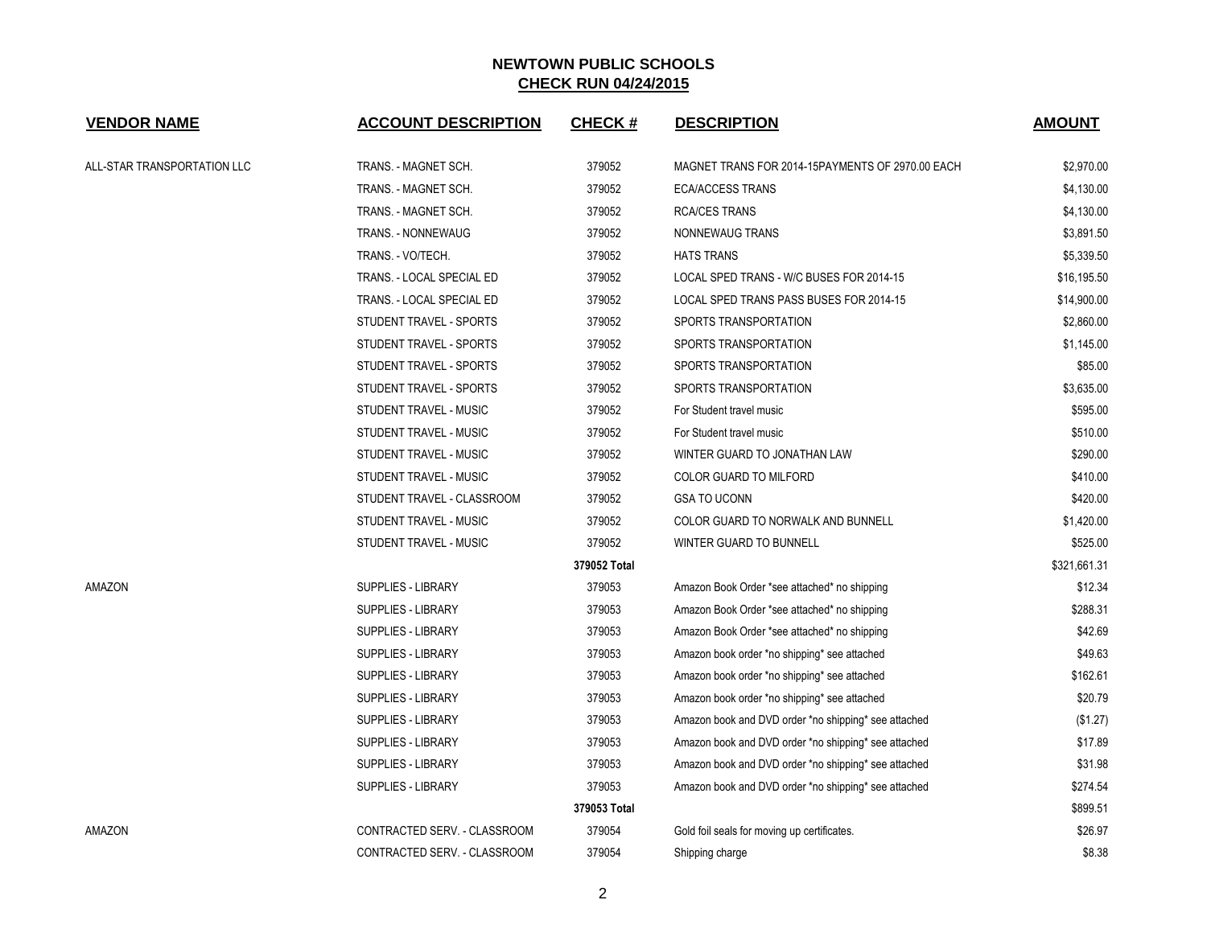# NEWTOWN PUBLIC SCHOOLS

## CHECK RUN 04/24/2015

| VENDOR NAME | ACCOUNT DESCRIPTION | CHECK # | DESCRIPTION | AMOUNT |
|---|---|---|---|---|
| ALL-STAR TRANSPORTATION LLC | TRANS. - MAGNET SCH. | 379052 | MAGNET TRANS FOR 2014-15PAYMENTS OF 2970.00 EACH | $2,970.00 |
| | TRANS. - MAGNET SCH. | 379052 | ECA/ACCESS TRANS | $4,130.00 |
| | TRANS. - MAGNET SCH. | 379052 | RCA/CES TRANS | $4,130.00 |
| | TRANS. - NONNEWAUG | 379052 | NONNEWAUG TRANS | $3,891.50 |
| | TRANS. - VO/TECH. | 379052 | HATS TRANS | $5,339.50 |
| | TRANS. - LOCAL SPECIAL ED | 379052 | LOCAL SPED TRANS - W/C BUSES FOR 2014-15 | $16,195.50 |
| | TRANS. - LOCAL SPECIAL ED | 379052 | LOCAL SPED TRANS PASS BUSES FOR 2014-15 | $14,900.00 |
| | STUDENT TRAVEL - SPORTS | 379052 | SPORTS TRANSPORTATION | $2,860.00 |
| | STUDENT TRAVEL - SPORTS | 379052 | SPORTS TRANSPORTATION | $1,145.00 |
| | STUDENT TRAVEL - SPORTS | 379052 | SPORTS TRANSPORTATION | $85.00 |
| | STUDENT TRAVEL - SPORTS | 379052 | SPORTS TRANSPORTATION | $3,635.00 |
| | STUDENT TRAVEL - MUSIC | 379052 | For Student travel music | $595.00 |
| | STUDENT TRAVEL - MUSIC | 379052 | For Student travel music | $510.00 |
| | STUDENT TRAVEL - MUSIC | 379052 | WINTER GUARD TO JONATHAN LAW | $290.00 |
| | STUDENT TRAVEL - MUSIC | 379052 | COLOR GUARD TO MILFORD | $410.00 |
| | STUDENT TRAVEL - CLASSROOM | 379052 | GSA TO UCONN | $420.00 |
| | STUDENT TRAVEL - MUSIC | 379052 | COLOR GUARD TO NORWALK AND BUNNELL | $1,420.00 |
| | STUDENT TRAVEL - MUSIC | 379052 | WINTER GUARD TO BUNNELL | $525.00 |
| | | **379052 Total** | | $321,661.31 |
| AMAZON | SUPPLIES - LIBRARY | 379053 | Amazon Book Order *see attached* no shipping | $12.34 |
| | SUPPLIES - LIBRARY | 379053 | Amazon Book Order *see attached* no shipping | $288.31 |
| | SUPPLIES - LIBRARY | 379053 | Amazon Book Order *see attached* no shipping | $42.69 |
| | SUPPLIES - LIBRARY | 379053 | Amazon book order *no shipping* see attached | $49.63 |
| | SUPPLIES - LIBRARY | 379053 | Amazon book order *no shipping* see attached | $162.61 |
| | SUPPLIES - LIBRARY | 379053 | Amazon book order *no shipping* see attached | $20.79 |
| | SUPPLIES - LIBRARY | 379053 | Amazon book and DVD order *no shipping* see attached | ($1.27) |
| | SUPPLIES - LIBRARY | 379053 | Amazon book and DVD order *no shipping* see attached | $17.89 |
| | SUPPLIES - LIBRARY | 379053 | Amazon book and DVD order *no shipping* see attached | $31.98 |
| | SUPPLIES - LIBRARY | 379053 | Amazon book and DVD order *no shipping* see attached | $274.54 |
| | | **379053 Total** | | $899.51 |
| AMAZON | CONTRACTED SERV. - CLASSROOM | 379054 | Gold foil seals for moving up certificates. | $26.97 |
| | CONTRACTED SERV. - CLASSROOM | 379054 | Shipping charge | $8.38 |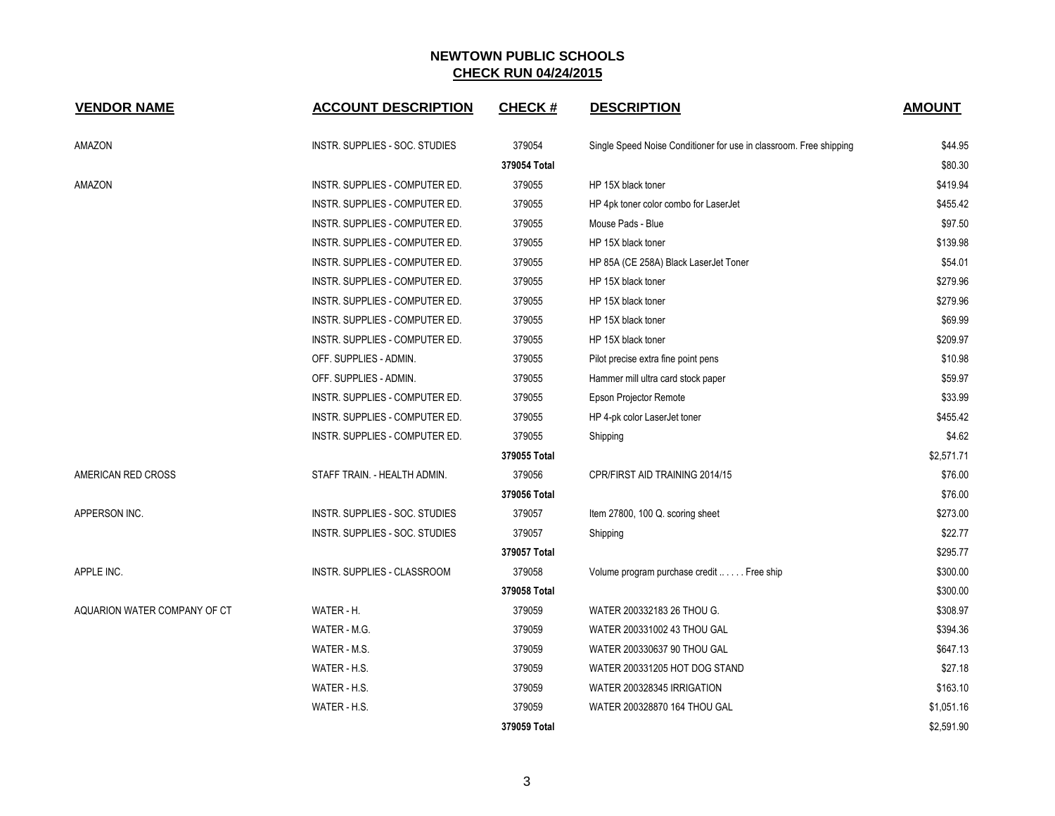# NEWTOWN PUBLIC SCHOOLS

## CHECK RUN 04/24/2015

| VENDOR NAME | ACCOUNT DESCRIPTION | CHECK # | DESCRIPTION | AMOUNT |
|---|---|---|---|---|
| AMAZON | INSTR. SUPPLIES - SOC. STUDIES | 379054 | Single Speed Noise Conditioner for use in classroom. Free shipping | $44.95 |
| | | **379054 Total** | | $80.30 |
| AMAZON | INSTR. SUPPLIES - COMPUTER ED. | 379055 | HP 15X black toner | $419.94 |
| | INSTR. SUPPLIES - COMPUTER ED. | 379055 | HP 4pk toner color combo for LaserJet | $455.42 |
| | INSTR. SUPPLIES - COMPUTER ED. | 379055 | Mouse Pads - Blue | $97.50 |
| | INSTR. SUPPLIES - COMPUTER ED. | 379055 | HP 15X black toner | $139.98 |
| | INSTR. SUPPLIES - COMPUTER ED. | 379055 | HP 85A (CE 258A) Black LaserJet Toner | $54.01 |
| | INSTR. SUPPLIES - COMPUTER ED. | 379055 | HP 15X black toner | $279.96 |
| | INSTR. SUPPLIES - COMPUTER ED. | 379055 | HP 15X black toner | $279.96 |
| | INSTR. SUPPLIES - COMPUTER ED. | 379055 | HP 15X black toner | $69.99 |
| | INSTR. SUPPLIES - COMPUTER ED. | 379055 | HP 15X black toner | $209.97 |
| | OFF. SUPPLIES - ADMIN. | 379055 | Pilot precise extra fine point pens | $10.98 |
| | OFF. SUPPLIES - ADMIN. | 379055 | Hammer mill ultra card stock paper | $59.97 |
| | INSTR. SUPPLIES - COMPUTER ED. | 379055 | Epson Projector Remote | $33.99 |
| | INSTR. SUPPLIES - COMPUTER ED. | 379055 | HP 4-pk color LaserJet toner | $455.42 |
| | INSTR. SUPPLIES - COMPUTER ED. | 379055 | Shipping | $4.62 |
| | | **379055 Total** | | $2,571.71 |
| AMERICAN RED CROSS | STAFF TRAIN. - HEALTH ADMIN. | 379056 | CPR/FIRST AID TRAINING 2014/15 | $76.00 |
| | | **379056 Total** | | $76.00 |
| APPERSON INC. | INSTR. SUPPLIES - SOC. STUDIES | 379057 | Item 27800, 100 Q. scoring sheet | $273.00 |
| | INSTR. SUPPLIES - SOC. STUDIES | 379057 | Shipping | $22.77 |
| | | **379057 Total** | | $295.77 |
| APPLE INC. | INSTR. SUPPLIES - CLASSROOM | 379058 | Volume program purchase credit .. . . . . Free ship | $300.00 |
| | | **379058 Total** | | $300.00 |
| AQUARION WATER COMPANY OF CT | WATER - H. | 379059 | WATER 200332183 26 THOU G. | $308.97 |
| | WATER - M.G. | 379059 | WATER 200331002 43 THOU GAL | $394.36 |
| | WATER - M.S. | 379059 | WATER 200330637 90 THOU GAL | $647.13 |
| | WATER - H.S. | 379059 | WATER 200331205 HOT DOG STAND | $27.18 |
| | WATER - H.S. | 379059 | WATER 200328345 IRRIGATION | $163.10 |
| | WATER - H.S. | 379059 | WATER 200328870 164 THOU GAL | $1,051.16 |
| | | **379059 Total** | | $2,591.90 |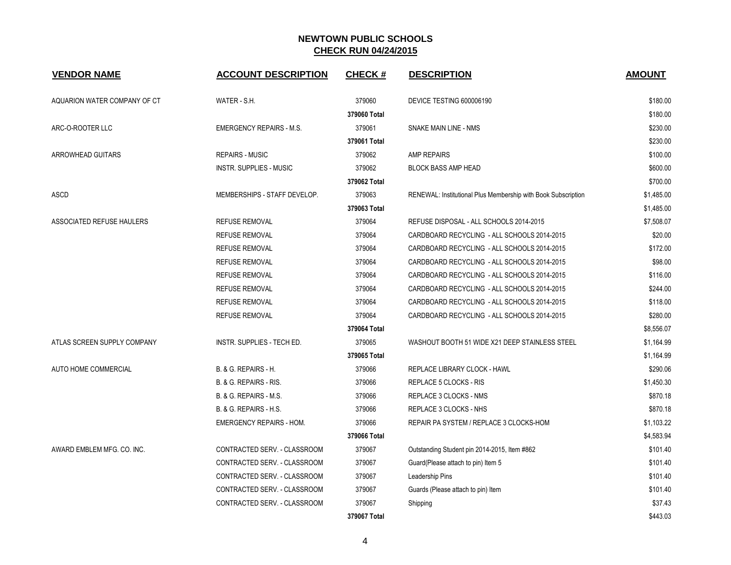# NEWTOWN PUBLIC SCHOOLS

## CHECK RUN 04/24/2015

| VENDOR NAME | ACCOUNT DESCRIPTION | CHECK # | DESCRIPTION | AMOUNT |
|---|---|---|---|---|
| AQUARION WATER COMPANY OF CT | WATER - S.H. | 379060 | DEVICE TESTING 600006190 | $180.00 |
| | | 379060 Total | | $180.00 |
| ARC-O-ROOTER LLC | EMERGENCY REPAIRS - M.S. | 379061 | SNAKE MAIN LINE - NMS | $230.00 |
| | | 379061 Total | | $230.00 |
| ARROWHEAD GUITARS | REPAIRS - MUSIC | 379062 | AMP REPAIRS | $100.00 |
| | INSTR. SUPPLIES - MUSIC | 379062 | BLOCK BASS AMP HEAD | $600.00 |
| | | 379062 Total | | $700.00 |
| ASCD | MEMBERSHIPS - STAFF DEVELOP. | 379063 | RENEWAL: Institutional Plus Membership with Book Subscription | $1,485.00 |
| | | 379063 Total | | $1,485.00 |
| ASSOCIATED REFUSE HAULERS | REFUSE REMOVAL | 379064 | REFUSE DISPOSAL - ALL SCHOOLS 2014-2015 | $7,508.07 |
| | REFUSE REMOVAL | 379064 | CARDBOARD RECYCLING - ALL SCHOOLS 2014-2015 | $20.00 |
| | REFUSE REMOVAL | 379064 | CARDBOARD RECYCLING - ALL SCHOOLS 2014-2015 | $172.00 |
| | REFUSE REMOVAL | 379064 | CARDBOARD RECYCLING - ALL SCHOOLS 2014-2015 | $98.00 |
| | REFUSE REMOVAL | 379064 | CARDBOARD RECYCLING - ALL SCHOOLS 2014-2015 | $116.00 |
| | REFUSE REMOVAL | 379064 | CARDBOARD RECYCLING - ALL SCHOOLS 2014-2015 | $244.00 |
| | REFUSE REMOVAL | 379064 | CARDBOARD RECYCLING - ALL SCHOOLS 2014-2015 | $118.00 |
| | REFUSE REMOVAL | 379064 | CARDBOARD RECYCLING - ALL SCHOOLS 2014-2015 | $280.00 |
| | | 379064 Total | | $8,556.07 |
| ATLAS SCREEN SUPPLY COMPANY | INSTR. SUPPLIES - TECH ED. | 379065 | WASHOUT BOOTH 51 WIDE X21 DEEP STAINLESS STEEL | $1,164.99 |
| | | 379065 Total | | $1,164.99 |
| AUTO HOME COMMERCIAL | B. & G. REPAIRS - H. | 379066 | REPLACE LIBRARY CLOCK - HAWL | $290.06 |
| | B. & G. REPAIRS - RIS. | 379066 | REPLACE 5 CLOCKS - RIS | $1,450.30 |
| | B. & G. REPAIRS - M.S. | 379066 | REPLACE 3 CLOCKS - NMS | $870.18 |
| | B. & G. REPAIRS - H.S. | 379066 | REPLACE 3 CLOCKS - NHS | $870.18 |
| | EMERGENCY REPAIRS - HOM. | 379066 | REPAIR PA SYSTEM / REPLACE 3 CLOCKS-HOM | $1,103.22 |
| | | 379066 Total | | $4,583.94 |
| AWARD EMBLEM MFG. CO. INC. | CONTRACTED SERV. - CLASSROOM | 379067 | Outstanding Student pin 2014-2015, Item #862 | $101.40 |
| | CONTRACTED SERV. - CLASSROOM | 379067 | Guard(Please attach to pin) Item 5 | $101.40 |
| | CONTRACTED SERV. - CLASSROOM | 379067 | Leadership Pins | $101.40 |
| | CONTRACTED SERV. - CLASSROOM | 379067 | Guards (Please attach to pin) Item | $101.40 |
| | CONTRACTED SERV. - CLASSROOM | 379067 | Shipping | $37.43 |
| | | 379067 Total | | $443.03 |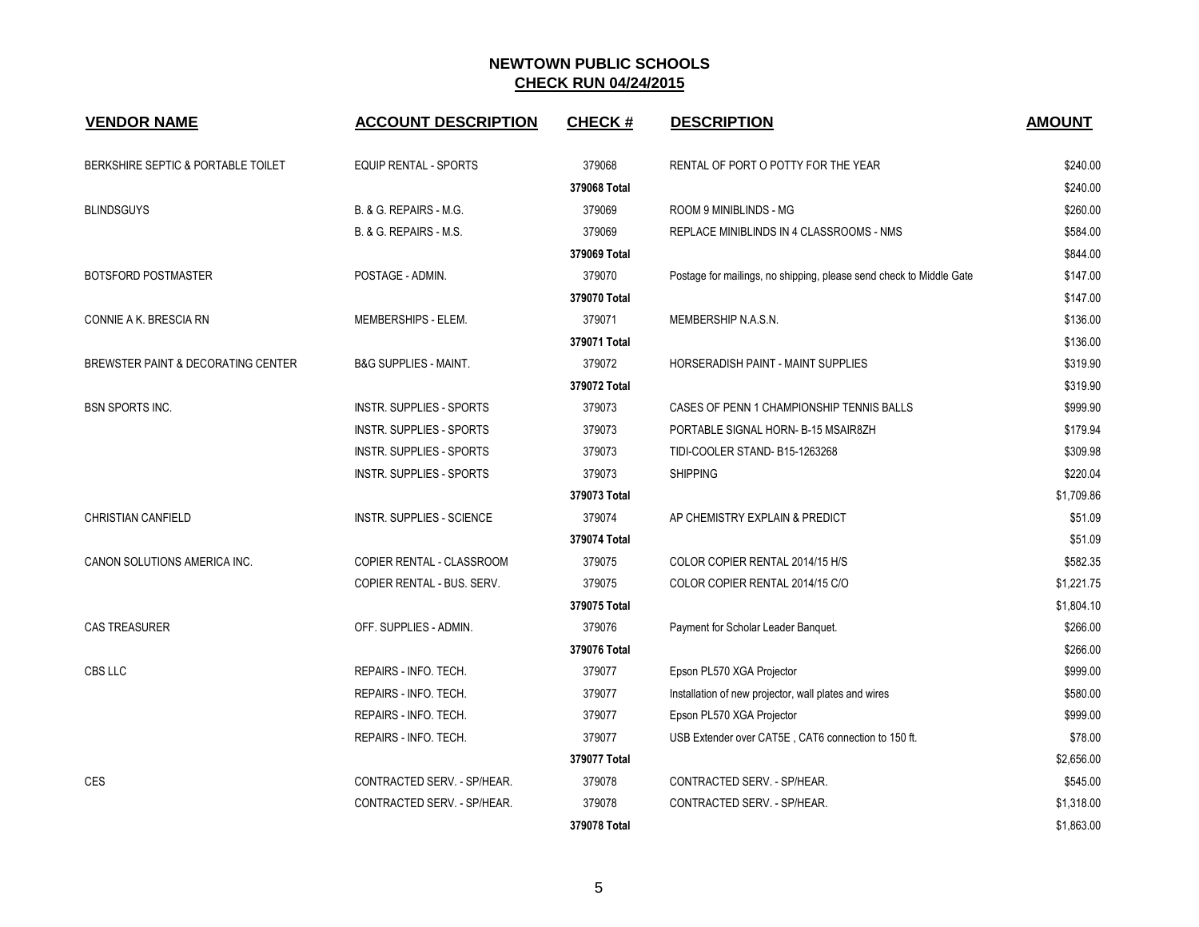# NEWTOWN PUBLIC SCHOOLS

## CHECK RUN 04/24/2015

| VENDOR NAME | ACCOUNT DESCRIPTION | CHECK # | DESCRIPTION | AMOUNT |
|---|---|---|---|---|
| BERKSHIRE SEPTIC & PORTABLE TOILET | EQUIP RENTAL - SPORTS | 379068 | RENTAL OF PORT O POTTY FOR THE YEAR | $240.00 |
| | | 379068 Total | | $240.00 |
| BLINDSGUYS | B. & G. REPAIRS - M.G. | 379069 | ROOM 9 MINIBLINDS - MG | $260.00 |
| | B. & G. REPAIRS - M.S. | 379069 | REPLACE MINIBLINDS IN 4 CLASSROOMS - NMS | $584.00 |
| | | 379069 Total | | $844.00 |
| BOTSFORD POSTMASTER | POSTAGE - ADMIN. | 379070 | Postage for mailings, no shipping, please send check to Middle Gate | $147.00 |
| | | 379070 Total | | $147.00 |
| CONNIE A K. BRESCIA RN | MEMBERSHIPS - ELEM. | 379071 | MEMBERSHIP N.A.S.N. | $136.00 |
| | | 379071 Total | | $136.00 |
| BREWSTER PAINT & DECORATING CENTER | B&G SUPPLIES - MAINT. | 379072 | HORSERADISH PAINT - MAINT SUPPLIES | $319.90 |
| | | 379072 Total | | $319.90 |
| BSN SPORTS INC. | INSTR. SUPPLIES - SPORTS | 379073 | CASES OF PENN 1 CHAMPIONSHIP TENNIS BALLS | $999.90 |
| | INSTR. SUPPLIES - SPORTS | 379073 | PORTABLE SIGNAL HORN- B-15 MSAIR8ZH | $179.94 |
| | INSTR. SUPPLIES - SPORTS | 379073 | TIDI-COOLER STAND- B15-1263268 | $309.98 |
| | INSTR. SUPPLIES - SPORTS | 379073 | SHIPPING | $220.04 |
| | | 379073 Total | | $1,709.86 |
| CHRISTIAN CANFIELD | INSTR. SUPPLIES - SCIENCE | 379074 | AP CHEMISTRY EXPLAIN & PREDICT | $51.09 |
| | | 379074 Total | | $51.09 |
| CANON SOLUTIONS AMERICA INC. | COPIER RENTAL - CLASSROOM | 379075 | COLOR COPIER RENTAL 2014/15 H/S | $582.35 |
| | COPIER RENTAL - BUS. SERV. | 379075 | COLOR COPIER RENTAL 2014/15 C/O | $1,221.75 |
| | | 379075 Total | | $1,804.10 |
| CAS TREASURER | OFF. SUPPLIES - ADMIN. | 379076 | Payment for Scholar Leader Banquet. | $266.00 |
| | | 379076 Total | | $266.00 |
| CBS LLC | REPAIRS - INFO. TECH. | 379077 | Epson PL570 XGA Projector | $999.00 |
| | REPAIRS - INFO. TECH. | 379077 | Installation of new projector, wall plates and wires | $580.00 |
| | REPAIRS - INFO. TECH. | 379077 | Epson PL570 XGA Projector | $999.00 |
| | REPAIRS - INFO. TECH. | 379077 | USB Extender over CAT5E , CAT6 connection to 150 ft. | $78.00 |
| | | 379077 Total | | $2,656.00 |
| CES | CONTRACTED SERV. - SP/HEAR. | 379078 | CONTRACTED SERV. - SP/HEAR. | $545.00 |
| | CONTRACTED SERV. - SP/HEAR. | 379078 | CONTRACTED SERV. - SP/HEAR. | $1,318.00 |
| | | 379078 Total | | $1,863.00 |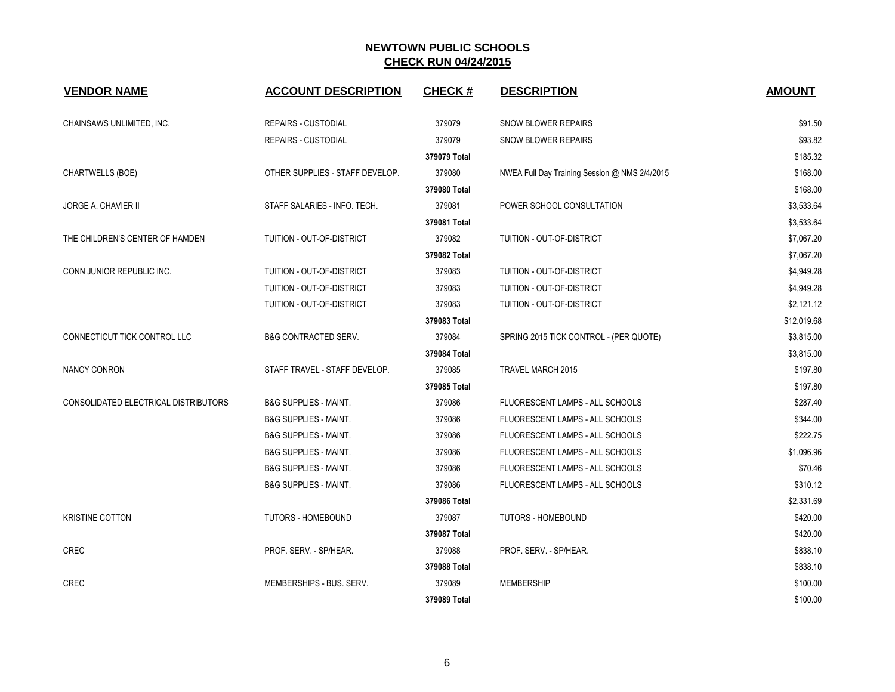# NEWTOWN PUBLIC SCHOOLS

## CHECK RUN 04/24/2015

| VENDOR NAME | ACCOUNT DESCRIPTION | CHECK # | DESCRIPTION | AMOUNT |
|---|---|---|---|---|
| CHAINSAWS UNLIMITED, INC. | REPAIRS - CUSTODIAL | 379079 | SNOW BLOWER REPAIRS | $91.50 |
| | REPAIRS - CUSTODIAL | 379079 | SNOW BLOWER REPAIRS | $93.82 |
| | | 379079 Total | | $185.32 |
| CHARTWELLS (BOE) | OTHER SUPPLIES - STAFF DEVELOP. | 379080 | NWEA Full Day Training Session @ NMS 2/4/2015 | $168.00 |
| | | 379080 Total | | $168.00 |
| JORGE A. CHAVIER II | STAFF SALARIES - INFO. TECH. | 379081 | POWER SCHOOL CONSULTATION | $3,533.64 |
| | | 379081 Total | | $3,533.64 |
| THE CHILDREN'S CENTER OF HAMDEN | TUITION - OUT-OF-DISTRICT | 379082 | TUITION - OUT-OF-DISTRICT | $7,067.20 |
| | | 379082 Total | | $7,067.20 |
| CONN JUNIOR REPUBLIC INC. | TUITION - OUT-OF-DISTRICT | 379083 | TUITION - OUT-OF-DISTRICT | $4,949.28 |
| | TUITION - OUT-OF-DISTRICT | 379083 | TUITION - OUT-OF-DISTRICT | $4,949.28 |
| | TUITION - OUT-OF-DISTRICT | 379083 | TUITION - OUT-OF-DISTRICT | $2,121.12 |
| | | 379083 Total | | $12,019.68 |
| CONNECTICUT TICK CONTROL LLC | B&G CONTRACTED SERV. | 379084 | SPRING 2015 TICK CONTROL - (PER QUOTE) | $3,815.00 |
| | | 379084 Total | | $3,815.00 |
| NANCY CONRON | STAFF TRAVEL - STAFF DEVELOP. | 379085 | TRAVEL MARCH 2015 | $197.80 |
| | | 379085 Total | | $197.80 |
| CONSOLIDATED ELECTRICAL DISTRIBUTORS | B&G SUPPLIES - MAINT. | 379086 | FLUORESCENT LAMPS - ALL SCHOOLS | $287.40 |
| | B&G SUPPLIES - MAINT. | 379086 | FLUORESCENT LAMPS - ALL SCHOOLS | $344.00 |
| | B&G SUPPLIES - MAINT. | 379086 | FLUORESCENT LAMPS - ALL SCHOOLS | $222.75 |
| | B&G SUPPLIES - MAINT. | 379086 | FLUORESCENT LAMPS - ALL SCHOOLS | $1,096.96 |
| | B&G SUPPLIES - MAINT. | 379086 | FLUORESCENT LAMPS - ALL SCHOOLS | $70.46 |
| | B&G SUPPLIES - MAINT. | 379086 | FLUORESCENT LAMPS - ALL SCHOOLS | $310.12 |
| | | 379086 Total | | $2,331.69 |
| KRISTINE COTTON | TUTORS - HOMEBOUND | 379087 | TUTORS - HOMEBOUND | $420.00 |
| | | 379087 Total | | $420.00 |
| CREC | PROF. SERV. - SP/HEAR. | 379088 | PROF. SERV. - SP/HEAR. | $838.10 |
| | | 379088 Total | | $838.10 |
| CREC | MEMBERSHIPS - BUS. SERV. | 379089 | MEMBERSHIP | $100.00 |
| | | 379089 Total | | $100.00 |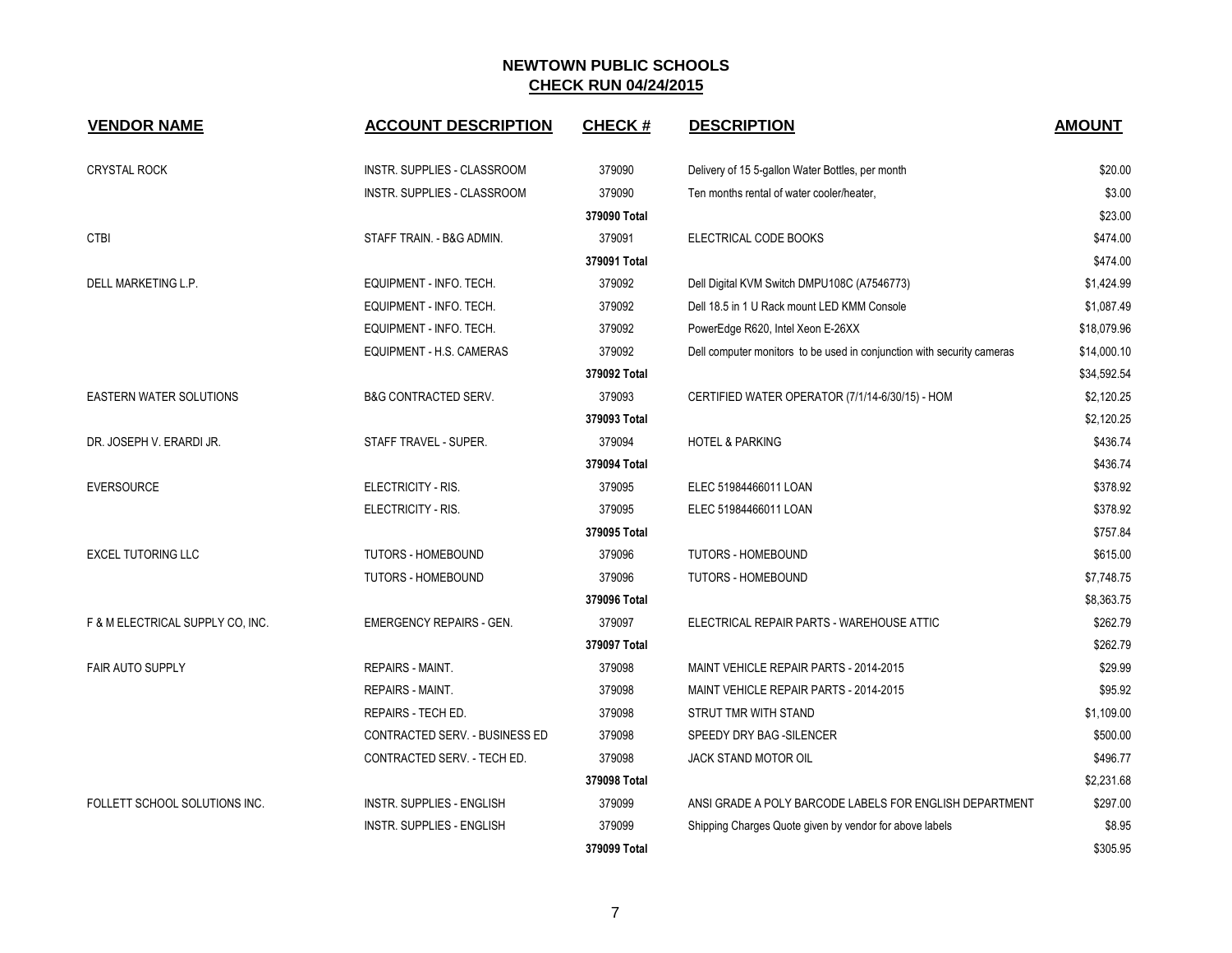# NEWTOWN PUBLIC SCHOOLS

## CHECK RUN 04/24/2015

| VENDOR NAME | ACCOUNT DESCRIPTION | CHECK # | DESCRIPTION | AMOUNT |
|---|---|---|---|---|
| CRYSTAL ROCK | INSTR. SUPPLIES - CLASSROOM | 379090 | Delivery of 15 5-gallon Water Bottles, per month | $20.00 |
| | INSTR. SUPPLIES - CLASSROOM | 379090 | Ten months rental of water cooler/heater, | $3.00 |
| | | 379090 Total | | $23.00 |
| CTBI | STAFF TRAIN. - B&G ADMIN. | 379091 | ELECTRICAL CODE BOOKS | $474.00 |
| | | 379091 Total | | $474.00 |
| DELL MARKETING L.P. | EQUIPMENT - INFO. TECH. | 379092 | Dell Digital KVM Switch DMPU108C (A7546773) | $1,424.99 |
| | EQUIPMENT - INFO. TECH. | 379092 | Dell 18.5 in 1 U Rack mount LED KMM Console | $1,087.49 |
| | EQUIPMENT - INFO. TECH. | 379092 | PowerEdge R620, Intel Xeon E-26XX | $18,079.96 |
| | EQUIPMENT - H.S. CAMERAS | 379092 | Dell computer monitors to be used in conjunction with security cameras | $14,000.10 |
| | | 379092 Total | | $34,592.54 |
| EASTERN WATER SOLUTIONS | B&G CONTRACTED SERV. | 379093 | CERTIFIED WATER OPERATOR (7/1/14-6/30/15) - HOM | $2,120.25 |
| | | 379093 Total | | $2,120.25 |
| DR. JOSEPH V. ERARDI JR. | STAFF TRAVEL - SUPER. | 379094 | HOTEL & PARKING | $436.74 |
| | | 379094 Total | | $436.74 |
| EVERSOURCE | ELECTRICITY - RIS. | 379095 | ELEC 51984466011 LOAN | $378.92 |
| | ELECTRICITY - RIS. | 379095 | ELEC 51984466011 LOAN | $378.92 |
| | | 379095 Total | | $757.84 |
| EXCEL TUTORING LLC | TUTORS - HOMEBOUND | 379096 | TUTORS - HOMEBOUND | $615.00 |
| | TUTORS - HOMEBOUND | 379096 | TUTORS - HOMEBOUND | $7,748.75 |
| | | 379096 Total | | $8,363.75 |
| F & M ELECTRICAL SUPPLY CO, INC. | EMERGENCY REPAIRS - GEN. | 379097 | ELECTRICAL REPAIR PARTS - WAREHOUSE ATTIC | $262.79 |
| | | 379097 Total | | $262.79 |
| FAIR AUTO SUPPLY | REPAIRS - MAINT. | 379098 | MAINT VEHICLE REPAIR PARTS - 2014-2015 | $29.99 |
| | REPAIRS - MAINT. | 379098 | MAINT VEHICLE REPAIR PARTS - 2014-2015 | $95.92 |
| | REPAIRS - TECH ED. | 379098 | STRUT TMR WITH STAND | $1,109.00 |
| | CONTRACTED SERV. - BUSINESS ED | 379098 | SPEEDY DRY BAG -SILENCER | $500.00 |
| | CONTRACTED SERV. - TECH ED. | 379098 | JACK STAND MOTOR OIL | $496.77 |
| | | 379098 Total | | $2,231.68 |
| FOLLETT SCHOOL SOLUTIONS INC. | INSTR. SUPPLIES - ENGLISH | 379099 | ANSI GRADE A POLY BARCODE LABELS FOR ENGLISH DEPARTMENT | $297.00 |
| | INSTR. SUPPLIES - ENGLISH | 379099 | Shipping Charges Quote given by vendor for above labels | $8.95 |
| | | 379099 Total | | $305.95 |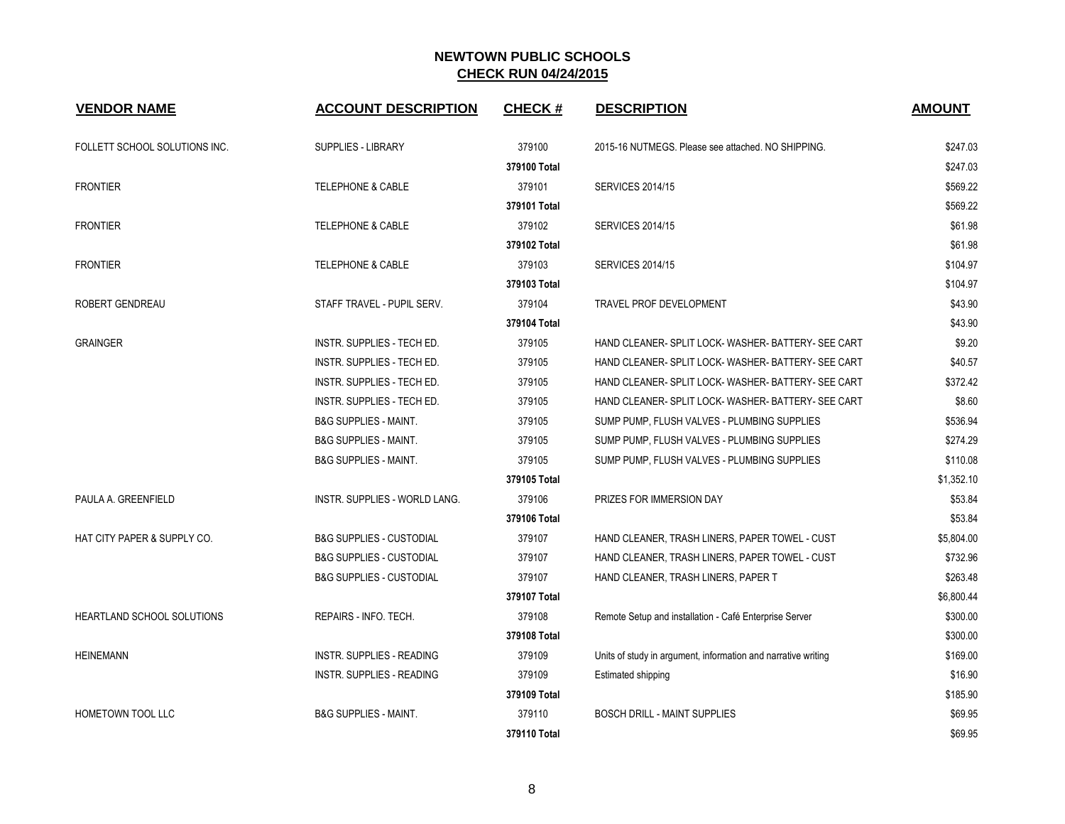# NEWTOWN PUBLIC SCHOOLS
## CHECK RUN 04/24/2015

| VENDOR NAME | ACCOUNT DESCRIPTION | CHECK # | DESCRIPTION | AMOUNT |
|---|---|---|---|---|
| FOLLETT SCHOOL SOLUTIONS INC. | SUPPLIES - LIBRARY | 379100 | 2015-16 NUTMEGS. Please see attached. NO SHIPPING. | $247.03 |
| | | **379100 Total** | | $247.03 |
| FRONTIER | TELEPHONE & CABLE | 379101 | SERVICES 2014/15 | $569.22 |
| | | **379101 Total** | | $569.22 |
| FRONTIER | TELEPHONE & CABLE | 379102 | SERVICES 2014/15 | $61.98 |
| | | **379102 Total** | | $61.98 |
| FRONTIER | TELEPHONE & CABLE | 379103 | SERVICES 2014/15 | $104.97 |
| | | **379103 Total** | | $104.97 |
| ROBERT GENDREAU | STAFF TRAVEL - PUPIL SERV. | 379104 | TRAVEL PROF DEVELOPMENT | $43.90 |
| | | **379104 Total** | | $43.90 |
| GRAINGER | INSTR. SUPPLIES - TECH ED. | 379105 | HAND CLEANER- SPLIT LOCK- WASHER- BATTERY- SEE CART | $9.20 |
| | INSTR. SUPPLIES - TECH ED. | 379105 | HAND CLEANER- SPLIT LOCK- WASHER- BATTERY- SEE CART | $40.57 |
| | INSTR. SUPPLIES - TECH ED. | 379105 | HAND CLEANER- SPLIT LOCK- WASHER- BATTERY- SEE CART | $372.42 |
| | INSTR. SUPPLIES - TECH ED. | 379105 | HAND CLEANER- SPLIT LOCK- WASHER- BATTERY- SEE CART | $8.60 |
| | B&G SUPPLIES - MAINT. | 379105 | SUMP PUMP, FLUSH VALVES - PLUMBING SUPPLIES | $536.94 |
| | B&G SUPPLIES - MAINT. | 379105 | SUMP PUMP, FLUSH VALVES - PLUMBING SUPPLIES | $274.29 |
| | B&G SUPPLIES - MAINT. | 379105 | SUMP PUMP, FLUSH VALVES - PLUMBING SUPPLIES | $110.08 |
| | | **379105 Total** | | $1,352.10 |
| PAULA A. GREENFIELD | INSTR. SUPPLIES - WORLD LANG. | 379106 | PRIZES FOR IMMERSION DAY | $53.84 |
| | | **379106 Total** | | $53.84 |
| HAT CITY PAPER & SUPPLY CO. | B&G SUPPLIES - CUSTODIAL | 379107 | HAND CLEANER, TRASH LINERS, PAPER TOWEL - CUST | $5,804.00 |
| | B&G SUPPLIES - CUSTODIAL | 379107 | HAND CLEANER, TRASH LINERS, PAPER TOWEL - CUST | $732.96 |
| | B&G SUPPLIES - CUSTODIAL | 379107 | HAND CLEANER, TRASH LINERS, PAPER T | $263.48 |
| | | **379107 Total** | | $6,800.44 |
| HEARTLAND SCHOOL SOLUTIONS | REPAIRS - INFO. TECH. | 379108 | Remote Setup and installation - Café Enterprise Server | $300.00 |
| | | **379108 Total** | | $300.00 |
| HEINEMANN | INSTR. SUPPLIES - READING | 379109 | Units of study in argument, information and narrative writing | $169.00 |
| | INSTR. SUPPLIES - READING | 379109 | Estimated shipping | $16.90 |
| | | **379109 Total** | | $185.90 |
| HOMETOWN TOOL LLC | B&G SUPPLIES - MAINT. | 379110 | BOSCH DRILL - MAINT SUPPLIES | $69.95 |
| | | **379110 Total** | | $69.95 |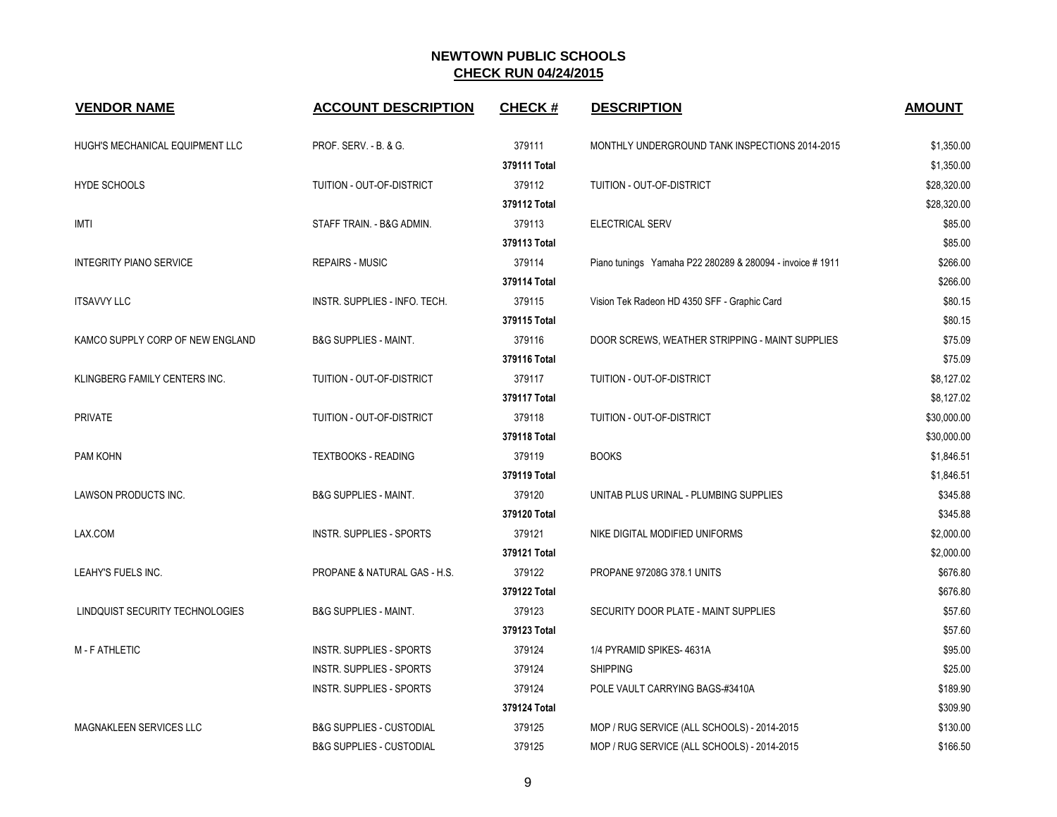# NEWTOWN PUBLIC SCHOOLS
## CHECK RUN 04/24/2015

| VENDOR NAME | ACCOUNT DESCRIPTION | CHECK # | DESCRIPTION | AMOUNT |
|---|---|---|---|---|
| HUGH'S MECHANICAL EQUIPMENT LLC | PROF. SERV. - B. & G. | 379111 | MONTHLY UNDERGROUND TANK INSPECTIONS 2014-2015 | $1,350.00 |
| | | **379111 Total** | | $1,350.00 |
| HYDE SCHOOLS | TUITION - OUT-OF-DISTRICT | 379112 | TUITION - OUT-OF-DISTRICT | $28,320.00 |
| | | **379112 Total** | | $28,320.00 |
| IMTI | STAFF TRAIN. - B&G ADMIN. | 379113 | ELECTRICAL SERV | $85.00 |
| | | **379113 Total** | | $85.00 |
| INTEGRITY PIANO SERVICE | REPAIRS - MUSIC | 379114 | Piano tunings Yamaha P22 280289 & 280094 - invoice # 1911 | $266.00 |
| | | **379114 Total** | | $266.00 |
| ITSAVVY LLC | INSTR. SUPPLIES - INFO. TECH. | 379115 | Vision Tek Radeon HD 4350 SFF - Graphic Card | $80.15 |
| | | **379115 Total** | | $80.15 |
| KAMCO SUPPLY CORP OF NEW ENGLAND | B&G SUPPLIES - MAINT. | 379116 | DOOR SCREWS, WEATHER STRIPPING - MAINT SUPPLIES | $75.09 |
| | | **379116 Total** | | $75.09 |
| KLINGBERG FAMILY CENTERS INC. | TUITION - OUT-OF-DISTRICT | 379117 | TUITION - OUT-OF-DISTRICT | $8,127.02 |
| | | **379117 Total** | | $8,127.02 |
| PRIVATE | TUITION - OUT-OF-DISTRICT | 379118 | TUITION - OUT-OF-DISTRICT | $30,000.00 |
| | | **379118 Total** | | $30,000.00 |
| PAM KOHN | TEXTBOOKS - READING | 379119 | BOOKS | $1,846.51 |
| | | **379119 Total** | | $1,846.51 |
| LAWSON PRODUCTS INC. | B&G SUPPLIES - MAINT. | 379120 | UNITAB PLUS URINAL - PLUMBING SUPPLIES | $345.88 |
| | | **379120 Total** | | $345.88 |
| LAX.COM | INSTR. SUPPLIES - SPORTS | 379121 | NIKE DIGITAL MODIFIED UNIFORMS | $2,000.00 |
| | | **379121 Total** | | $2,000.00 |
| LEAHY'S FUELS INC. | PROPANE & NATURAL GAS - H.S. | 379122 | PROPANE 97208G 378.1 UNITS | $676.80 |
| | | **379122 Total** | | $676.80 |
| LINDQUIST SECURITY TECHNOLOGIES | B&G SUPPLIES - MAINT. | 379123 | SECURITY DOOR PLATE - MAINT SUPPLIES | $57.60 |
| | | **379123 Total** | | $57.60 |
| M - F ATHLETIC | INSTR. SUPPLIES - SPORTS | 379124 | 1/4 PYRAMID SPIKES- 4631A | $95.00 |
| | INSTR. SUPPLIES - SPORTS | 379124 | SHIPPING | $25.00 |
| | INSTR. SUPPLIES - SPORTS | 379124 | POLE VAULT CARRYING BAGS-#3410A | $189.90 |
| | | **379124 Total** | | $309.90 |
| MAGNAKLEEN SERVICES LLC | B&G SUPPLIES - CUSTODIAL | 379125 | MOP / RUG SERVICE (ALL SCHOOLS) - 2014-2015 | $130.00 |
| | B&G SUPPLIES - CUSTODIAL | 379125 | MOP / RUG SERVICE (ALL SCHOOLS) - 2014-2015 | $166.50 |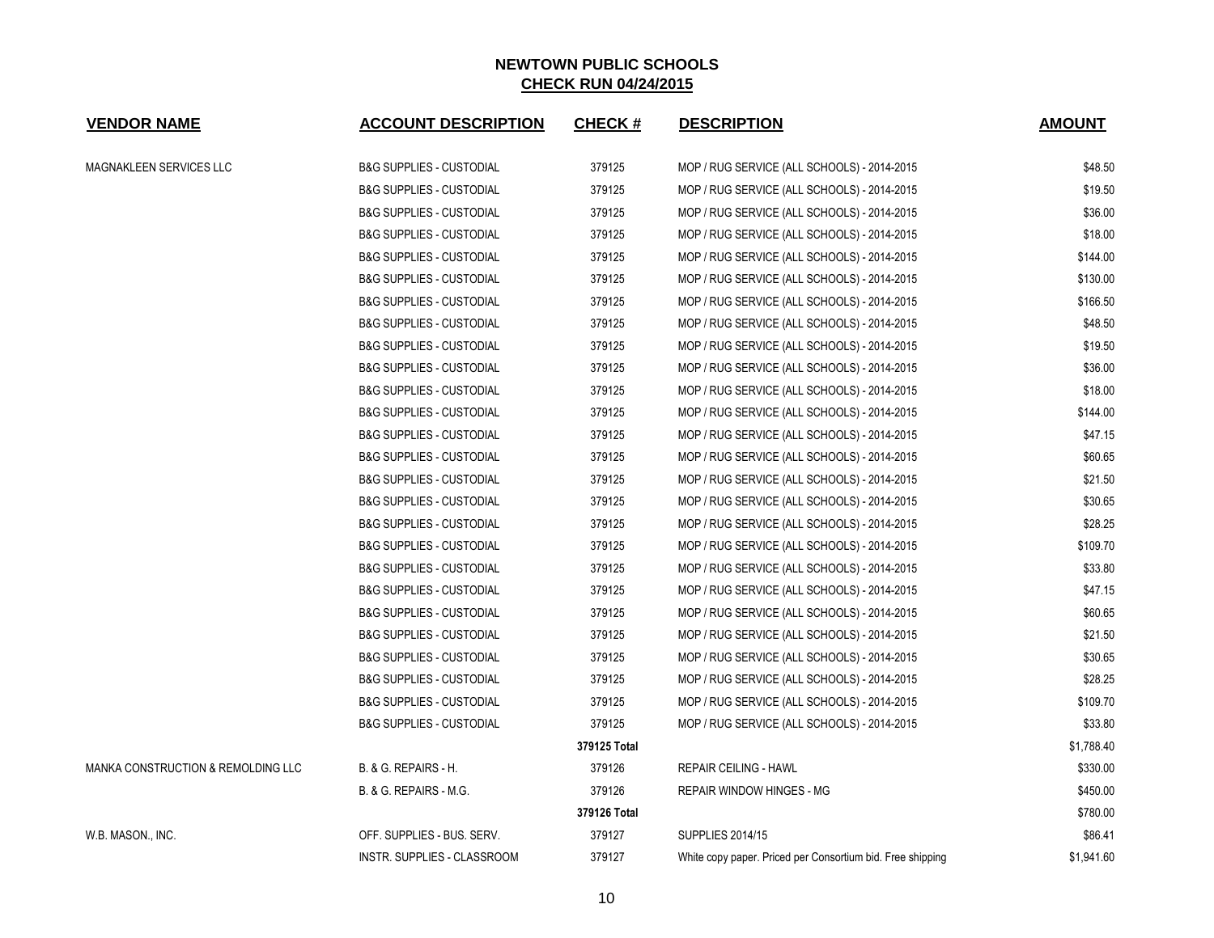## NEWTOWN PUBLIC SCHOOLS
## CHECK RUN 04/24/2015

| VENDOR NAME | ACCOUNT DESCRIPTION | CHECK # | DESCRIPTION | AMOUNT |
|---|---|---|---|---|
| MAGNAKLEEN SERVICES LLC | B&G SUPPLIES - CUSTODIAL | 379125 | MOP / RUG SERVICE (ALL SCHOOLS) - 2014-2015 | $48.50 |
| | B&G SUPPLIES - CUSTODIAL | 379125 | MOP / RUG SERVICE (ALL SCHOOLS) - 2014-2015 | $19.50 |
| | B&G SUPPLIES - CUSTODIAL | 379125 | MOP / RUG SERVICE (ALL SCHOOLS) - 2014-2015 | $36.00 |
| | B&G SUPPLIES - CUSTODIAL | 379125 | MOP / RUG SERVICE (ALL SCHOOLS) - 2014-2015 | $18.00 |
| | B&G SUPPLIES - CUSTODIAL | 379125 | MOP / RUG SERVICE (ALL SCHOOLS) - 2014-2015 | $144.00 |
| | B&G SUPPLIES - CUSTODIAL | 379125 | MOP / RUG SERVICE (ALL SCHOOLS) - 2014-2015 | $130.00 |
| | B&G SUPPLIES - CUSTODIAL | 379125 | MOP / RUG SERVICE (ALL SCHOOLS) - 2014-2015 | $166.50 |
| | B&G SUPPLIES - CUSTODIAL | 379125 | MOP / RUG SERVICE (ALL SCHOOLS) - 2014-2015 | $48.50 |
| | B&G SUPPLIES - CUSTODIAL | 379125 | MOP / RUG SERVICE (ALL SCHOOLS) - 2014-2015 | $19.50 |
| | B&G SUPPLIES - CUSTODIAL | 379125 | MOP / RUG SERVICE (ALL SCHOOLS) - 2014-2015 | $36.00 |
| | B&G SUPPLIES - CUSTODIAL | 379125 | MOP / RUG SERVICE (ALL SCHOOLS) - 2014-2015 | $18.00 |
| | B&G SUPPLIES - CUSTODIAL | 379125 | MOP / RUG SERVICE (ALL SCHOOLS) - 2014-2015 | $144.00 |
| | B&G SUPPLIES - CUSTODIAL | 379125 | MOP / RUG SERVICE (ALL SCHOOLS) - 2014-2015 | $47.15 |
| | B&G SUPPLIES - CUSTODIAL | 379125 | MOP / RUG SERVICE (ALL SCHOOLS) - 2014-2015 | $60.65 |
| | B&G SUPPLIES - CUSTODIAL | 379125 | MOP / RUG SERVICE (ALL SCHOOLS) - 2014-2015 | $21.50 |
| | B&G SUPPLIES - CUSTODIAL | 379125 | MOP / RUG SERVICE (ALL SCHOOLS) - 2014-2015 | $30.65 |
| | B&G SUPPLIES - CUSTODIAL | 379125 | MOP / RUG SERVICE (ALL SCHOOLS) - 2014-2015 | $28.25 |
| | B&G SUPPLIES - CUSTODIAL | 379125 | MOP / RUG SERVICE (ALL SCHOOLS) - 2014-2015 | $109.70 |
| | B&G SUPPLIES - CUSTODIAL | 379125 | MOP / RUG SERVICE (ALL SCHOOLS) - 2014-2015 | $33.80 |
| | B&G SUPPLIES - CUSTODIAL | 379125 | MOP / RUG SERVICE (ALL SCHOOLS) - 2014-2015 | $47.15 |
| | B&G SUPPLIES - CUSTODIAL | 379125 | MOP / RUG SERVICE (ALL SCHOOLS) - 2014-2015 | $60.65 |
| | B&G SUPPLIES - CUSTODIAL | 379125 | MOP / RUG SERVICE (ALL SCHOOLS) - 2014-2015 | $21.50 |
| | B&G SUPPLIES - CUSTODIAL | 379125 | MOP / RUG SERVICE (ALL SCHOOLS) - 2014-2015 | $30.65 |
| | B&G SUPPLIES - CUSTODIAL | 379125 | MOP / RUG SERVICE (ALL SCHOOLS) - 2014-2015 | $28.25 |
| | B&G SUPPLIES - CUSTODIAL | 379125 | MOP / RUG SERVICE (ALL SCHOOLS) - 2014-2015 | $109.70 |
| | B&G SUPPLIES - CUSTODIAL | 379125 | MOP / RUG SERVICE (ALL SCHOOLS) - 2014-2015 | $33.80 |
| | | **379125 Total** | | $1,788.40 |
| MANKA CONSTRUCTION & REMOLDING LLC | B. & G. REPAIRS - H. | 379126 | REPAIR CEILING - HAWL | $330.00 |
| | B. & G. REPAIRS - M.G. | 379126 | REPAIR WINDOW HINGES - MG | $450.00 |
| | | **379126 Total** | | $780.00 |
| W.B. MASON., INC. | OFF. SUPPLIES - BUS. SERV. | 379127 | SUPPLIES 2014/15 | $86.41 |
| | INSTR. SUPPLIES - CLASSROOM | 379127 | White copy paper. Priced per Consortium bid. Free shipping | $1,941.60 |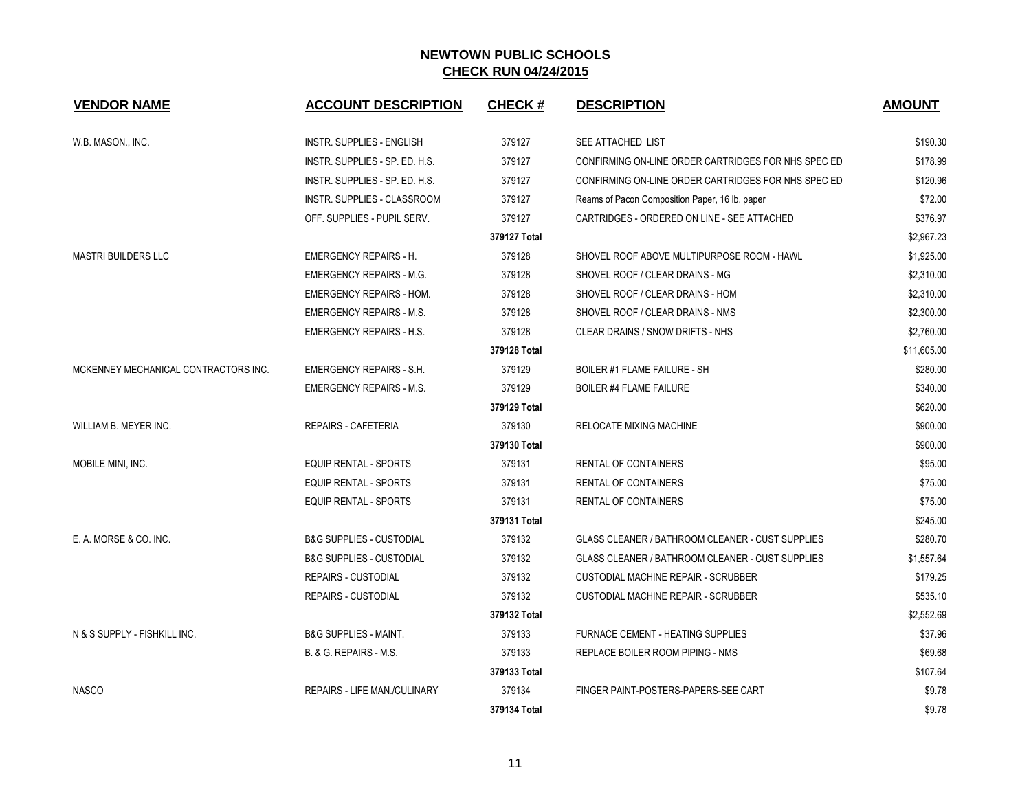# NEWTOWN PUBLIC SCHOOLS

## CHECK RUN 04/24/2015

| VENDOR NAME | ACCOUNT DESCRIPTION | CHECK # | DESCRIPTION | AMOUNT |
|---|---|---|---|---|
| W.B. MASON., INC. | INSTR. SUPPLIES - ENGLISH | 379127 | SEE ATTACHED LIST | $190.30 |
| | INSTR. SUPPLIES - SP. ED. H.S. | 379127 | CONFIRMING ON-LINE ORDER CARTRIDGES FOR NHS SPEC ED | $178.99 |
| | INSTR. SUPPLIES - SP. ED. H.S. | 379127 | CONFIRMING ON-LINE ORDER CARTRIDGES FOR NHS SPEC ED | $120.96 |
| | INSTR. SUPPLIES - CLASSROOM | 379127 | Reams of Pacon Composition Paper, 16 lb. paper | $72.00 |
| | OFF. SUPPLIES - PUPIL SERV. | 379127 | CARTRIDGES - ORDERED ON LINE - SEE ATTACHED | $376.97 |
| | | **379127 Total** | | $2,967.23 |
| MASTRI BUILDERS LLC | EMERGENCY REPAIRS - H. | 379128 | SHOVEL ROOF ABOVE MULTIPURPOSE ROOM - HAWL | $1,925.00 |
| | EMERGENCY REPAIRS - M.G. | 379128 | SHOVEL ROOF / CLEAR DRAINS - MG | $2,310.00 |
| | EMERGENCY REPAIRS - HOM. | 379128 | SHOVEL ROOF / CLEAR DRAINS - HOM | $2,310.00 |
| | EMERGENCY REPAIRS - M.S. | 379128 | SHOVEL ROOF / CLEAR DRAINS - NMS | $2,300.00 |
| | EMERGENCY REPAIRS - H.S. | 379128 | CLEAR DRAINS / SNOW DRIFTS - NHS | $2,760.00 |
| | | **379128 Total** | | $11,605.00 |
| MCKENNEY MECHANICAL CONTRACTORS INC. | EMERGENCY REPAIRS - S.H. | 379129 | BOILER #1 FLAME FAILURE - SH | $280.00 |
| | EMERGENCY REPAIRS - M.S. | 379129 | BOILER #4 FLAME FAILURE | $340.00 |
| | | **379129 Total** | | $620.00 |
| WILLIAM B. MEYER INC. | REPAIRS - CAFETERIA | 379130 | RELOCATE MIXING MACHINE | $900.00 |
| | | **379130 Total** | | $900.00 |
| MOBILE MINI, INC. | EQUIP RENTAL - SPORTS | 379131 | RENTAL OF CONTAINERS | $95.00 |
| | EQUIP RENTAL - SPORTS | 379131 | RENTAL OF CONTAINERS | $75.00 |
| | EQUIP RENTAL - SPORTS | 379131 | RENTAL OF CONTAINERS | $75.00 |
| | | **379131 Total** | | $245.00 |
| E. A. MORSE & CO. INC. | B&G SUPPLIES - CUSTODIAL | 379132 | GLASS CLEANER / BATHROOM CLEANER - CUST SUPPLIES | $280.70 |
| | B&G SUPPLIES - CUSTODIAL | 379132 | GLASS CLEANER / BATHROOM CLEANER - CUST SUPPLIES | $1,557.64 |
| | REPAIRS - CUSTODIAL | 379132 | CUSTODIAL MACHINE REPAIR - SCRUBBER | $179.25 |
| | REPAIRS - CUSTODIAL | 379132 | CUSTODIAL MACHINE REPAIR - SCRUBBER | $535.10 |
| | | **379132 Total** | | $2,552.69 |
| N & S SUPPLY - FISHKILL INC. | B&G SUPPLIES - MAINT. | 379133 | FURNACE CEMENT - HEATING SUPPLIES | $37.96 |
| | B. & G. REPAIRS - M.S. | 379133 | REPLACE BOILER ROOM PIPING - NMS | $69.68 |
| | | **379133 Total** | | $107.64 |
| NASCO | REPAIRS - LIFE MAN./CULINARY | 379134 | FINGER PAINT-POSTERS-PAPERS-SEE CART | $9.78 |
| | | **379134 Total** | | $9.78 |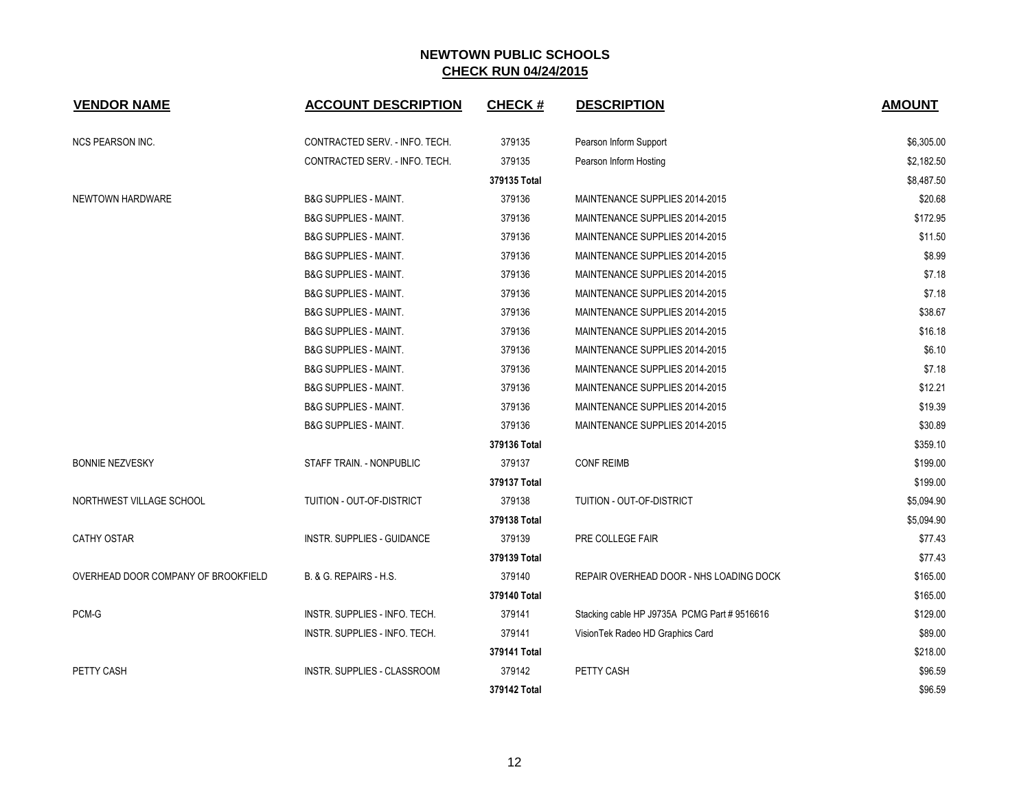# NEWTOWN PUBLIC SCHOOLS

## CHECK RUN 04/24/2015

| VENDOR NAME | ACCOUNT DESCRIPTION | CHECK # | DESCRIPTION | AMOUNT |
|---|---|---|---|---|
| NCS PEARSON INC. | CONTRACTED SERV. - INFO. TECH. | 379135 | Pearson Inform Support | $6,305.00 |
| | CONTRACTED SERV. - INFO. TECH. | 379135 | Pearson Inform Hosting | $2,182.50 |
| | | 379135 Total | | $8,487.50 |
| NEWTOWN HARDWARE | B&G SUPPLIES - MAINT. | 379136 | MAINTENANCE SUPPLIES 2014-2015 | $20.68 |
| | B&G SUPPLIES - MAINT. | 379136 | MAINTENANCE SUPPLIES 2014-2015 | $172.95 |
| | B&G SUPPLIES - MAINT. | 379136 | MAINTENANCE SUPPLIES 2014-2015 | $11.50 |
| | B&G SUPPLIES - MAINT. | 379136 | MAINTENANCE SUPPLIES 2014-2015 | $8.99 |
| | B&G SUPPLIES - MAINT. | 379136 | MAINTENANCE SUPPLIES 2014-2015 | $7.18 |
| | B&G SUPPLIES - MAINT. | 379136 | MAINTENANCE SUPPLIES 2014-2015 | $7.18 |
| | B&G SUPPLIES - MAINT. | 379136 | MAINTENANCE SUPPLIES 2014-2015 | $38.67 |
| | B&G SUPPLIES - MAINT. | 379136 | MAINTENANCE SUPPLIES 2014-2015 | $16.18 |
| | B&G SUPPLIES - MAINT. | 379136 | MAINTENANCE SUPPLIES 2014-2015 | $6.10 |
| | B&G SUPPLIES - MAINT. | 379136 | MAINTENANCE SUPPLIES 2014-2015 | $7.18 |
| | B&G SUPPLIES - MAINT. | 379136 | MAINTENANCE SUPPLIES 2014-2015 | $12.21 |
| | B&G SUPPLIES - MAINT. | 379136 | MAINTENANCE SUPPLIES 2014-2015 | $19.39 |
| | B&G SUPPLIES - MAINT. | 379136 | MAINTENANCE SUPPLIES 2014-2015 | $30.89 |
| | | 379136 Total | | $359.10 |
| BONNIE NEZVESKY | STAFF TRAIN. - NONPUBLIC | 379137 | CONF REIMB | $199.00 |
| | | 379137 Total | | $199.00 |
| NORTHWEST VILLAGE SCHOOL | TUITION - OUT-OF-DISTRICT | 379138 | TUITION - OUT-OF-DISTRICT | $5,094.90 |
| | | 379138 Total | | $5,094.90 |
| CATHY OSTAR | INSTR. SUPPLIES - GUIDANCE | 379139 | PRE COLLEGE FAIR | $77.43 |
| | | 379139 Total | | $77.43 |
| OVERHEAD DOOR COMPANY OF BROOKFIELD | B. & G. REPAIRS - H.S. | 379140 | REPAIR OVERHEAD DOOR - NHS LOADING DOCK | $165.00 |
| | | 379140 Total | | $165.00 |
| PCM-G | INSTR. SUPPLIES - INFO. TECH. | 379141 | Stacking cable HP J9735A PCMG Part # 9516616 | $129.00 |
| | INSTR. SUPPLIES - INFO. TECH. | 379141 | VisionTek Radeo HD Graphics Card | $89.00 |
| | | 379141 Total | | $218.00 |
| PETTY CASH | INSTR. SUPPLIES - CLASSROOM | 379142 | PETTY CASH | $96.59 |
| | | 379142 Total | | $96.59 |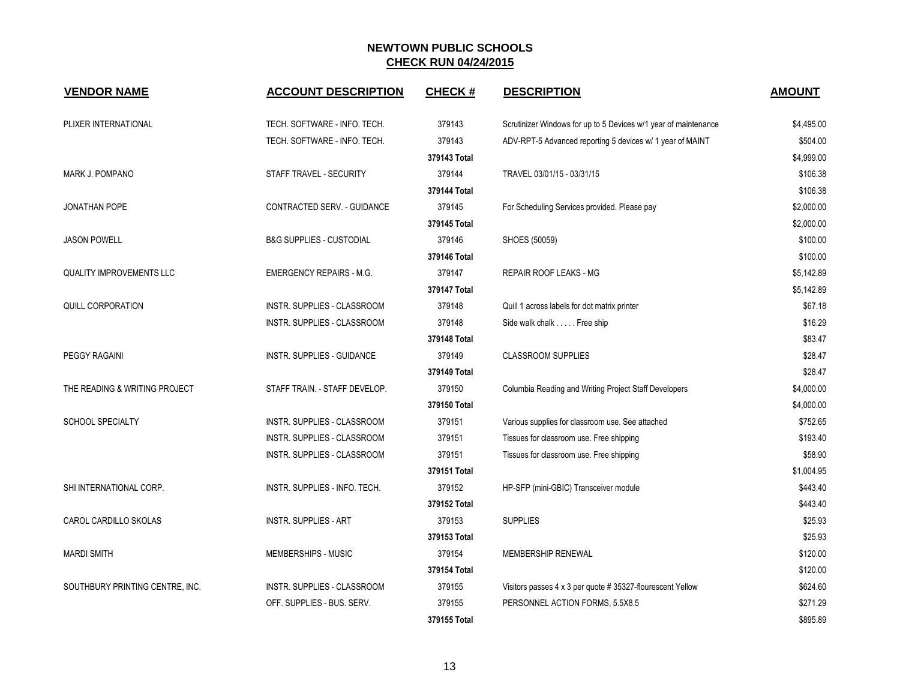# NEWTOWN PUBLIC SCHOOLS

## CHECK RUN 04/24/2015

| VENDOR NAME | ACCOUNT DESCRIPTION | CHECK # | DESCRIPTION | AMOUNT |
|---|---|---|---|---|
| PLIXER INTERNATIONAL | TECH. SOFTWARE - INFO. TECH. | 379143 | Scrutinizer Windows for up to 5 Devices w/1 year of maintenance | $4,495.00 |
| | TECH. SOFTWARE - INFO. TECH. | 379143 | ADV-RPT-5 Advanced reporting 5 devices w/ 1 year of MAINT | $504.00 |
| | | **379143 Total** | | $4,999.00 |
| MARK J. POMPANO | STAFF TRAVEL - SECURITY | 379144 | TRAVEL 03/01/15 - 03/31/15 | $106.38 |
| | | **379144 Total** | | $106.38 |
| JONATHAN POPE | CONTRACTED SERV. - GUIDANCE | 379145 | For Scheduling Services provided. Please pay | $2,000.00 |
| | | **379145 Total** | | $2,000.00 |
| JASON POWELL | B&G SUPPLIES - CUSTODIAL | 379146 | SHOES (50059) | $100.00 |
| | | **379146 Total** | | $100.00 |
| QUALITY IMPROVEMENTS LLC | EMERGENCY REPAIRS - M.G. | 379147 | REPAIR ROOF LEAKS - MG | $5,142.89 |
| | | **379147 Total** | | $5,142.89 |
| QUILL CORPORATION | INSTR. SUPPLIES - CLASSROOM | 379148 | Quill 1 across labels for dot matrix printer | $67.18 |
| | INSTR. SUPPLIES - CLASSROOM | 379148 | Side walk chalk . . . . . Free ship | $16.29 |
| | | **379148 Total** | | $83.47 |
| PEGGY RAGAINI | INSTR. SUPPLIES - GUIDANCE | 379149 | CLASSROOM SUPPLIES | $28.47 |
| | | **379149 Total** | | $28.47 |
| THE READING & WRITING PROJECT | STAFF TRAIN. - STAFF DEVELOP. | 379150 | Columbia Reading and Writing Project Staff Developers | $4,000.00 |
| | | **379150 Total** | | $4,000.00 |
| SCHOOL SPECIALTY | INSTR. SUPPLIES - CLASSROOM | 379151 | Various supplies for classroom use. See attached | $752.65 |
| | INSTR. SUPPLIES - CLASSROOM | 379151 | Tissues for classroom use. Free shipping | $193.40 |
| | INSTR. SUPPLIES - CLASSROOM | 379151 | Tissues for classroom use. Free shipping | $58.90 |
| | | **379151 Total** | | $1,004.95 |
| SHI INTERNATIONAL CORP. | INSTR. SUPPLIES - INFO. TECH. | 379152 | HP-SFP (mini-GBIC) Transceiver module | $443.40 |
| | | **379152 Total** | | $443.40 |
| CAROL CARDILLO SKOLAS | INSTR. SUPPLIES - ART | 379153 | SUPPLIES | $25.93 |
| | | **379153 Total** | | $25.93 |
| MARDI SMITH | MEMBERSHIPS - MUSIC | 379154 | MEMBERSHIP RENEWAL | $120.00 |
| | | **379154 Total** | | $120.00 |
| SOUTHBURY PRINTING CENTRE, INC. | INSTR. SUPPLIES - CLASSROOM | 379155 | Visitors passes 4 x 3 per quote # 35327-flourescent Yellow | $624.60 |
| | OFF. SUPPLIES - BUS. SERV. | 379155 | PERSONNEL ACTION FORMS, 5.5X8.5 | $271.29 |
| | | **379155 Total** | | $895.89 |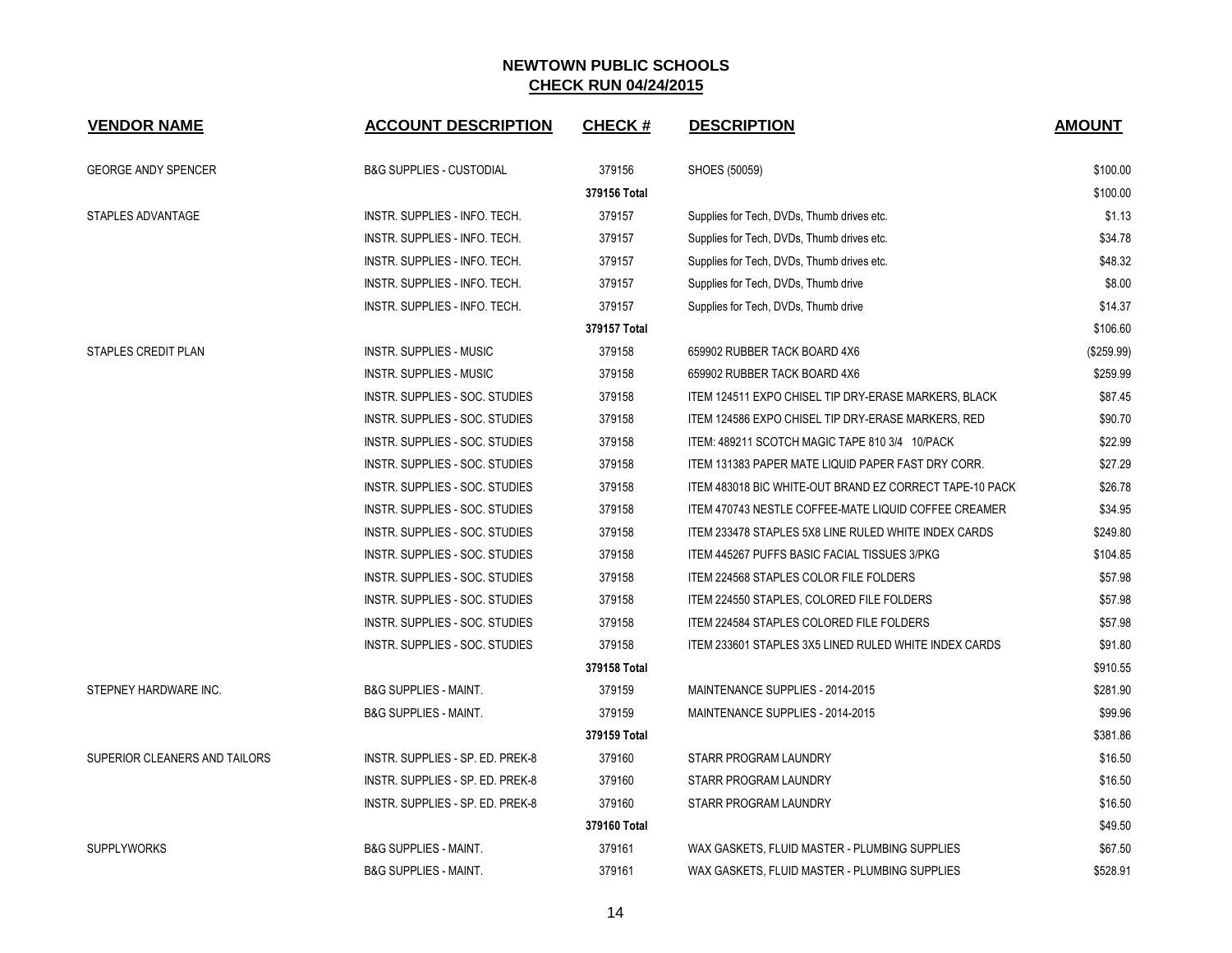# NEWTOWN PUBLIC SCHOOLS
## CHECK RUN 04/24/2015

| VENDOR NAME | ACCOUNT DESCRIPTION | CHECK # | DESCRIPTION | AMOUNT |
|---|---|---|---|---|
| GEORGE ANDY SPENCER | B&G SUPPLIES - CUSTODIAL | 379156 | SHOES (50059) | $100.00 |
| | | **379156 Total** | | $100.00 |
| STAPLES ADVANTAGE | INSTR. SUPPLIES - INFO. TECH. | 379157 | Supplies for Tech, DVDs, Thumb drives etc. | $1.13 |
| | INSTR. SUPPLIES - INFO. TECH. | 379157 | Supplies for Tech, DVDs, Thumb drives etc. | $34.78 |
| | INSTR. SUPPLIES - INFO. TECH. | 379157 | Supplies for Tech, DVDs, Thumb drives etc. | $48.32 |
| | INSTR. SUPPLIES - INFO. TECH. | 379157 | Supplies for Tech, DVDs, Thumb drive | $8.00 |
| | INSTR. SUPPLIES - INFO. TECH. | 379157 | Supplies for Tech, DVDs, Thumb drive | $14.37 |
| | | **379157 Total** | | $106.60 |
| STAPLES CREDIT PLAN | INSTR. SUPPLIES - MUSIC | 379158 | 659902 RUBBER TACK BOARD 4X6 | ($259.99) |
| | INSTR. SUPPLIES - MUSIC | 379158 | 659902 RUBBER TACK BOARD 4X6 | $259.99 |
| | INSTR. SUPPLIES - SOC. STUDIES | 379158 | ITEM 124511 EXPO CHISEL TIP DRY-ERASE MARKERS, BLACK | $87.45 |
| | INSTR. SUPPLIES - SOC. STUDIES | 379158 | ITEM 124586 EXPO CHISEL TIP DRY-ERASE MARKERS, RED | $90.70 |
| | INSTR. SUPPLIES - SOC. STUDIES | 379158 | ITEM: 489211 SCOTCH MAGIC TAPE 810 3/4 10/PACK | $22.99 |
| | INSTR. SUPPLIES - SOC. STUDIES | 379158 | ITEM 131383 PAPER MATE LIQUID PAPER FAST DRY CORR. | $27.29 |
| | INSTR. SUPPLIES - SOC. STUDIES | 379158 | ITEM 483018 BIC WHITE-OUT BRAND EZ CORRECT TAPE-10 PACK | $26.78 |
| | INSTR. SUPPLIES - SOC. STUDIES | 379158 | ITEM 470743 NESTLE COFFEE-MATE LIQUID COFFEE CREAMER | $34.95 |
| | INSTR. SUPPLIES - SOC. STUDIES | 379158 | ITEM 233478 STAPLES 5X8 LINE RULED WHITE INDEX CARDS | $249.80 |
| | INSTR. SUPPLIES - SOC. STUDIES | 379158 | ITEM 445267 PUFFS BASIC FACIAL TISSUES 3/PKG | $104.85 |
| | INSTR. SUPPLIES - SOC. STUDIES | 379158 | ITEM 224568 STAPLES COLOR FILE FOLDERS | $57.98 |
| | INSTR. SUPPLIES - SOC. STUDIES | 379158 | ITEM 224550 STAPLES, COLORED FILE FOLDERS | $57.98 |
| | INSTR. SUPPLIES - SOC. STUDIES | 379158 | ITEM 224584 STAPLES COLORED FILE FOLDERS | $57.98 |
| | INSTR. SUPPLIES - SOC. STUDIES | 379158 | ITEM 233601 STAPLES 3X5 LINED RULED WHITE INDEX CARDS | $91.80 |
| | | **379158 Total** | | $910.55 |
| STEPNEY HARDWARE INC. | B&G SUPPLIES - MAINT. | 379159 | MAINTENANCE SUPPLIES - 2014-2015 | $281.90 |
| | B&G SUPPLIES - MAINT. | 379159 | MAINTENANCE SUPPLIES - 2014-2015 | $99.96 |
| | | **379159 Total** | | $381.86 |
| SUPERIOR CLEANERS AND TAILORS | INSTR. SUPPLIES - SP. ED. PREK-8 | 379160 | STARR PROGRAM LAUNDRY | $16.50 |
| | INSTR. SUPPLIES - SP. ED. PREK-8 | 379160 | STARR PROGRAM LAUNDRY | $16.50 |
| | INSTR. SUPPLIES - SP. ED. PREK-8 | 379160 | STARR PROGRAM LAUNDRY | $16.50 |
| | | **379160 Total** | | $49.50 |
| SUPPLYWORKS | B&G SUPPLIES - MAINT. | 379161 | WAX GASKETS, FLUID MASTER - PLUMBING SUPPLIES | $67.50 |
| | B&G SUPPLIES - MAINT. | 379161 | WAX GASKETS, FLUID MASTER - PLUMBING SUPPLIES | $528.91 |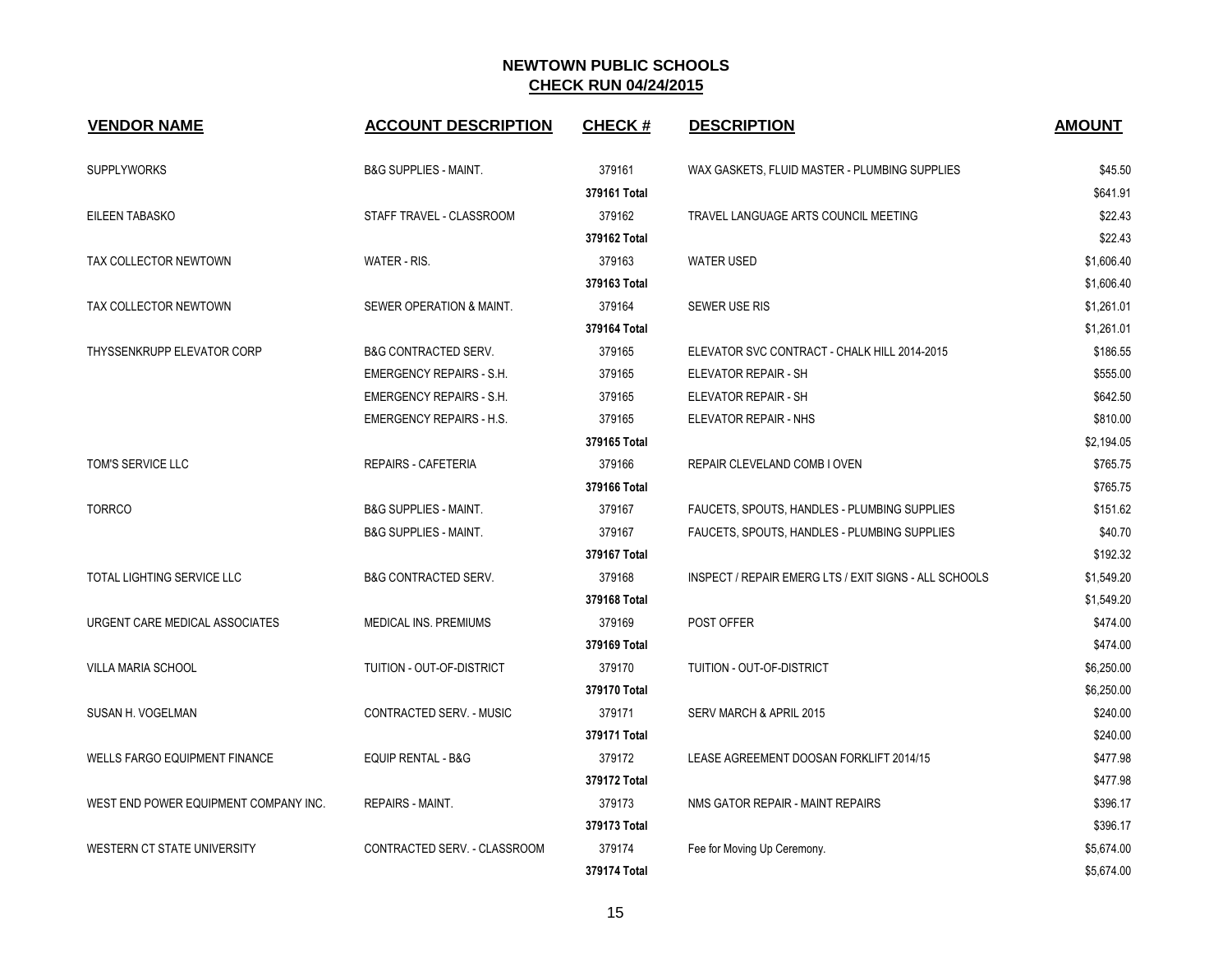# NEWTOWN PUBLIC SCHOOLS

## CHECK RUN 04/24/2015

| VENDOR NAME | ACCOUNT DESCRIPTION | CHECK # | DESCRIPTION | AMOUNT |
|---|---|---|---|---|
| SUPPLYWORKS | B&G SUPPLIES - MAINT. | 379161 | WAX GASKETS, FLUID MASTER - PLUMBING SUPPLIES | $45.50 |
| | | 379161 Total | | $641.91 |
| EILEEN TABASKO | STAFF TRAVEL - CLASSROOM | 379162 | TRAVEL LANGUAGE ARTS COUNCIL MEETING | $22.43 |
| | | 379162 Total | | $22.43 |
| TAX COLLECTOR NEWTOWN | WATER - RIS. | 379163 | WATER USED | $1,606.40 |
| | | 379163 Total | | $1,606.40 |
| TAX COLLECTOR NEWTOWN | SEWER OPERATION & MAINT. | 379164 | SEWER USE RIS | $1,261.01 |
| | | 379164 Total | | $1,261.01 |
| THYSSENKRUPP ELEVATOR CORP | B&G CONTRACTED SERV. | 379165 | ELEVATOR SVC CONTRACT - CHALK HILL 2014-2015 | $186.55 |
| | EMERGENCY REPAIRS - S.H. | 379165 | ELEVATOR REPAIR - SH | $555.00 |
| | EMERGENCY REPAIRS - S.H. | 379165 | ELEVATOR REPAIR - SH | $642.50 |
| | EMERGENCY REPAIRS - H.S. | 379165 | ELEVATOR REPAIR - NHS | $810.00 |
| | | 379165 Total | | $2,194.05 |
| TOM'S SERVICE LLC | REPAIRS - CAFETERIA | 379166 | REPAIR CLEVELAND COMB I OVEN | $765.75 |
| | | 379166 Total | | $765.75 |
| TORRCO | B&G SUPPLIES - MAINT. | 379167 | FAUCETS, SPOUTS, HANDLES - PLUMBING SUPPLIES | $151.62 |
| | B&G SUPPLIES - MAINT. | 379167 | FAUCETS, SPOUTS, HANDLES - PLUMBING SUPPLIES | $40.70 |
| | | 379167 Total | | $192.32 |
| TOTAL LIGHTING SERVICE LLC | B&G CONTRACTED SERV. | 379168 | INSPECT / REPAIR EMERG LTS / EXIT SIGNS - ALL SCHOOLS | $1,549.20 |
| | | 379168 Total | | $1,549.20 |
| URGENT CARE MEDICAL ASSOCIATES | MEDICAL INS. PREMIUMS | 379169 | POST OFFER | $474.00 |
| | | 379169 Total | | $474.00 |
| VILLA MARIA SCHOOL | TUITION - OUT-OF-DISTRICT | 379170 | TUITION - OUT-OF-DISTRICT | $6,250.00 |
| | | 379170 Total | | $6,250.00 |
| SUSAN H. VOGELMAN | CONTRACTED SERV. - MUSIC | 379171 | SERV MARCH & APRIL 2015 | $240.00 |
| | | 379171 Total | | $240.00 |
| WELLS FARGO EQUIPMENT FINANCE | EQUIP RENTAL - B&G | 379172 | LEASE AGREEMENT DOOSAN FORKLIFT 2014/15 | $477.98 |
| | | 379172 Total | | $477.98 |
| WEST END POWER EQUIPMENT COMPANY INC. | REPAIRS - MAINT. | 379173 | NMS GATOR REPAIR - MAINT REPAIRS | $396.17 |
| | | 379173 Total | | $396.17 |
| WESTERN CT STATE UNIVERSITY | CONTRACTED SERV. - CLASSROOM | 379174 | Fee for Moving Up Ceremony. | $5,674.00 |
| | | 379174 Total | | $5,674.00 |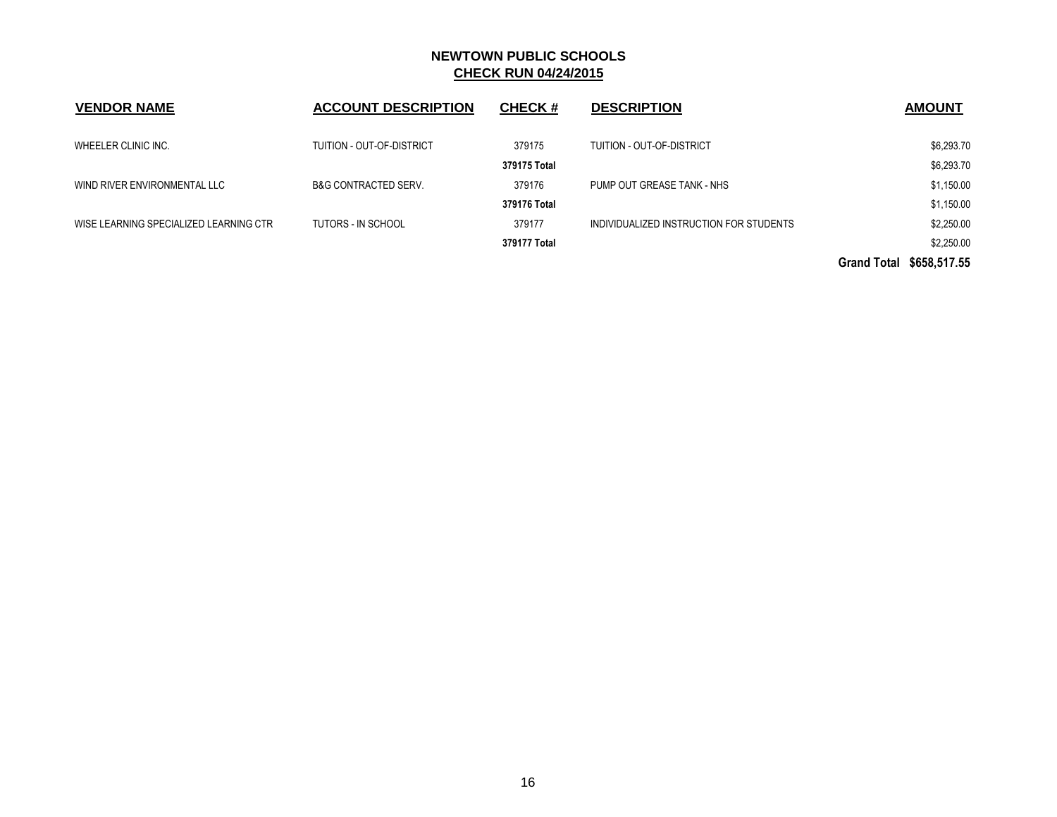# NEWTOWN PUBLIC SCHOOLS

## CHECK RUN 04/24/2015

| VENDOR NAME | ACCOUNT DESCRIPTION | CHECK # | DESCRIPTION | AMOUNT |
|---|---|---|---|---|
| WHEELER CLINIC INC. | TUITION - OUT-OF-DISTRICT | 379175 | TUITION - OUT-OF-DISTRICT | $6,293.70 |
| | | **379175 Total** | | $6,293.70 |
| WIND RIVER ENVIRONMENTAL LLC | B&G CONTRACTED SERV. | 379176 | PUMP OUT GREASE TANK - NHS | $1,150.00 |
| | | **379176 Total** | | $1,150.00 |
| WISE LEARNING SPECIALIZED LEARNING CTR | TUTORS - IN SCHOOL | 379177 | INDIVIDUALIZED INSTRUCTION FOR STUDENTS | $2,250.00 |
| | | **379177 Total** | | $2,250.00 |
| | | | **Grand Total** | **$658,517.55** |